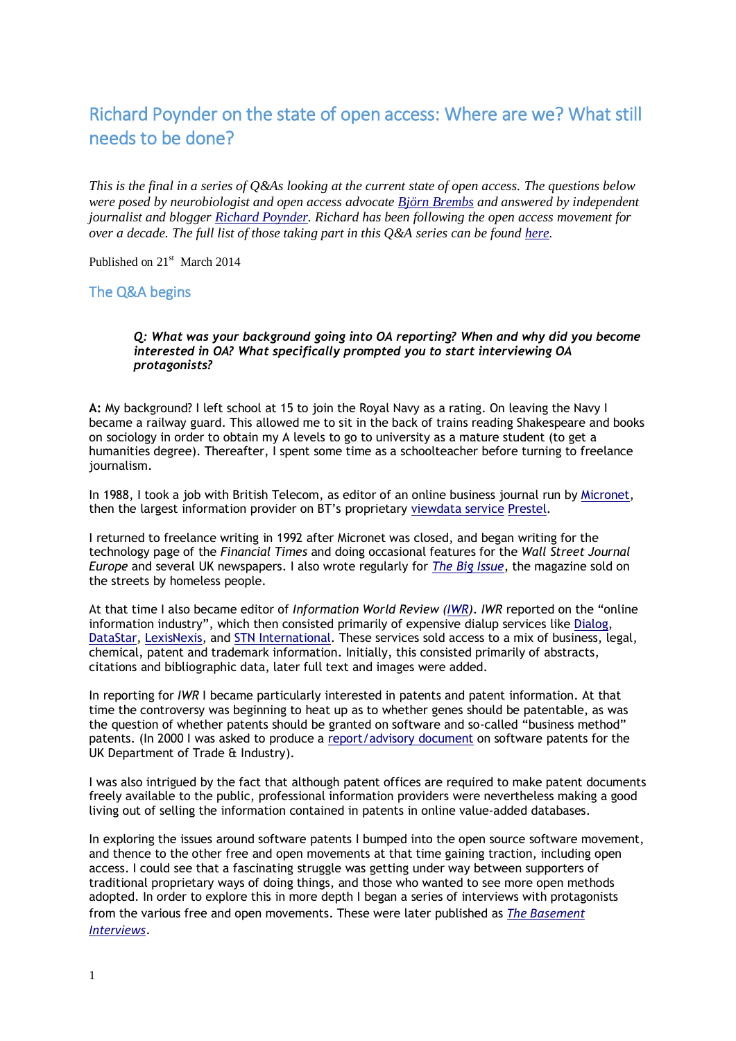# Richard Poynder on the state of open access: Where are we? What still needs to be done?

*This is the final in a series of Q&As looking at the current state of open access. The questions below were posed by neurobiologist and open access advocate Björn Brembs and answered by independent journalist and blogger Richard Poynder. Richard has been following the open access movement for over a decade. The full list of those taking part in this Q&A series can be found here.*

Published on 21st March 2014

## The Q&A begins

> ***Q: What was your background going into OA reporting? When and why did you become interested in OA? What specifically prompted you to start interviewing OA protagonists?***

**A:** My background? I left school at 15 to join the Royal Navy as a rating. On leaving the Navy I became a railway guard. This allowed me to sit in the back of trains reading Shakespeare and books on sociology in order to obtain my A levels to go to university as a mature student (to get a humanities degree). Thereafter, I spent some time as a schoolteacher before turning to freelance journalism.

In 1988, I took a job with British Telecom, as editor of an online business journal run by Micronet, then the largest information provider on BT's proprietary viewdata service Prestel.

I returned to freelance writing in 1992 after Micronet was closed, and began writing for the technology page of the *Financial Times* and doing occasional features for the *Wall Street Journal Europe* and several UK newspapers. I also wrote regularly for *The Big Issue*, the magazine sold on the streets by homeless people.

At that time I also became editor of *Information World Review (IWR)*. *IWR* reported on the "online information industry", which then consisted primarily of expensive dialup services like Dialog, DataStar, LexisNexis, and STN International. These services sold access to a mix of business, legal, chemical, patent and trademark information. Initially, this consisted primarily of abstracts, citations and bibliographic data, later full text and images were added.

In reporting for *IWR* I became particularly interested in patents and patent information. At that time the controversy was beginning to heat up as to whether genes should be patentable, as was the question of whether patents should be granted on software and so-called "business method" patents. (In 2000 I was asked to produce a report/advisory document on software patents for the UK Department of Trade & Industry).

I was also intrigued by the fact that although patent offices are required to make patent documents freely available to the public, professional information providers were nevertheless making a good living out of selling the information contained in patents in online value-added databases.

In exploring the issues around software patents I bumped into the open source software movement, and thence to the other free and open movements at that time gaining traction, including open access. I could see that a fascinating struggle was getting under way between supporters of traditional proprietary ways of doing things, and those who wanted to see more open methods adopted. In order to explore this in more depth I began a series of interviews with protagonists from the various free and open movements. These were later published as *The Basement Interviews*.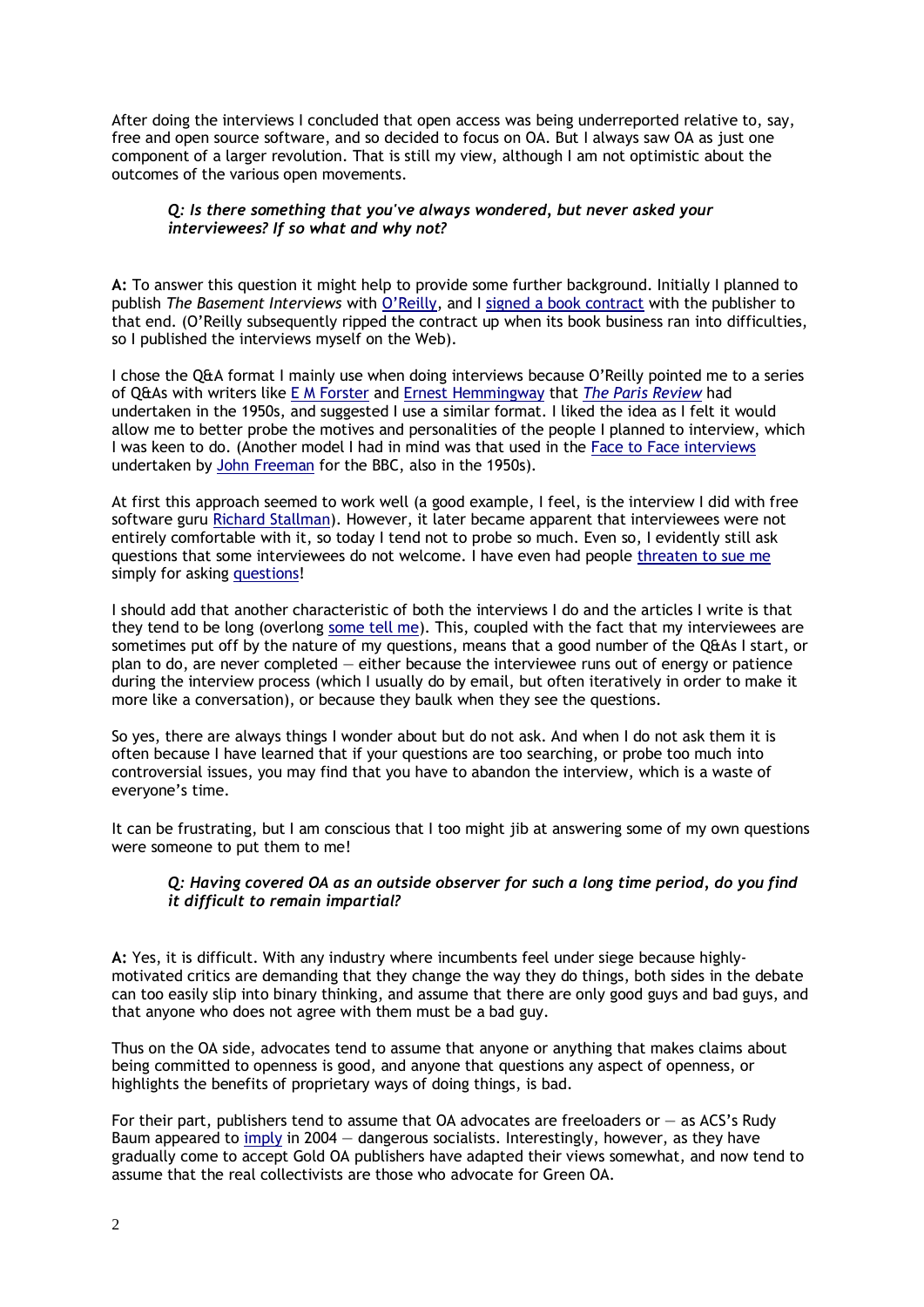After doing the interviews I concluded that open access was being underreported relative to, say, free and open source software, and so decided to focus on OA. But I always saw OA as just one component of a larger revolution. That is still my view, although I am not optimistic about the outcomes of the various open movements.

> ***Q: Is there something that you've always wondered, but never asked your interviewees? If so what and why not?***

**A:** To answer this question it might help to provide some further background. Initially I planned to publish *The Basement Interviews* with O'Reilly, and I signed a book contract with the publisher to that end. (O'Reilly subsequently ripped the contract up when its book business ran into difficulties, so I published the interviews myself on the Web).

I chose the Q&A format I mainly use when doing interviews because O'Reilly pointed me to a series of Q&As with writers like E M Forster and Ernest Hemmingway that *The Paris Review* had undertaken in the 1950s, and suggested I use a similar format. I liked the idea as I felt it would allow me to better probe the motives and personalities of the people I planned to interview, which I was keen to do. (Another model I had in mind was that used in the Face to Face interviews undertaken by John Freeman for the BBC, also in the 1950s).

At first this approach seemed to work well (a good example, I feel, is the interview I did with free software guru Richard Stallman). However, it later became apparent that interviewees were not entirely comfortable with it, so today I tend not to probe so much. Even so, I evidently still ask questions that some interviewees do not welcome. I have even had people threaten to sue me simply for asking questions!

I should add that another characteristic of both the interviews I do and the articles I write is that they tend to be long (overlong some tell me). This, coupled with the fact that my interviewees are sometimes put off by the nature of my questions, means that a good number of the Q&As I start, or plan to do, are never completed — either because the interviewee runs out of energy or patience during the interview process (which I usually do by email, but often iteratively in order to make it more like a conversation), or because they baulk when they see the questions.

So yes, there are always things I wonder about but do not ask. And when I do not ask them it is often because I have learned that if your questions are too searching, or probe too much into controversial issues, you may find that you have to abandon the interview, which is a waste of everyone's time.

It can be frustrating, but I am conscious that I too might jib at answering some of my own questions were someone to put them to me!

> ***Q: Having covered OA as an outside observer for such a long time period, do you find it difficult to remain impartial?***

**A:** Yes, it is difficult. With any industry where incumbents feel under siege because highly-motivated critics are demanding that they change the way they do things, both sides in the debate can too easily slip into binary thinking, and assume that there are only good guys and bad guys, and that anyone who does not agree with them must be a bad guy.

Thus on the OA side, advocates tend to assume that anyone or anything that makes claims about being committed to openness is good, and anyone that questions any aspect of openness, or highlights the benefits of proprietary ways of doing things, is bad.

For their part, publishers tend to assume that OA advocates are freeloaders or — as ACS's Rudy Baum appeared to imply in 2004 — dangerous socialists. Interestingly, however, as they have gradually come to accept Gold OA publishers have adapted their views somewhat, and now tend to assume that the real collectivists are those who advocate for Green OA.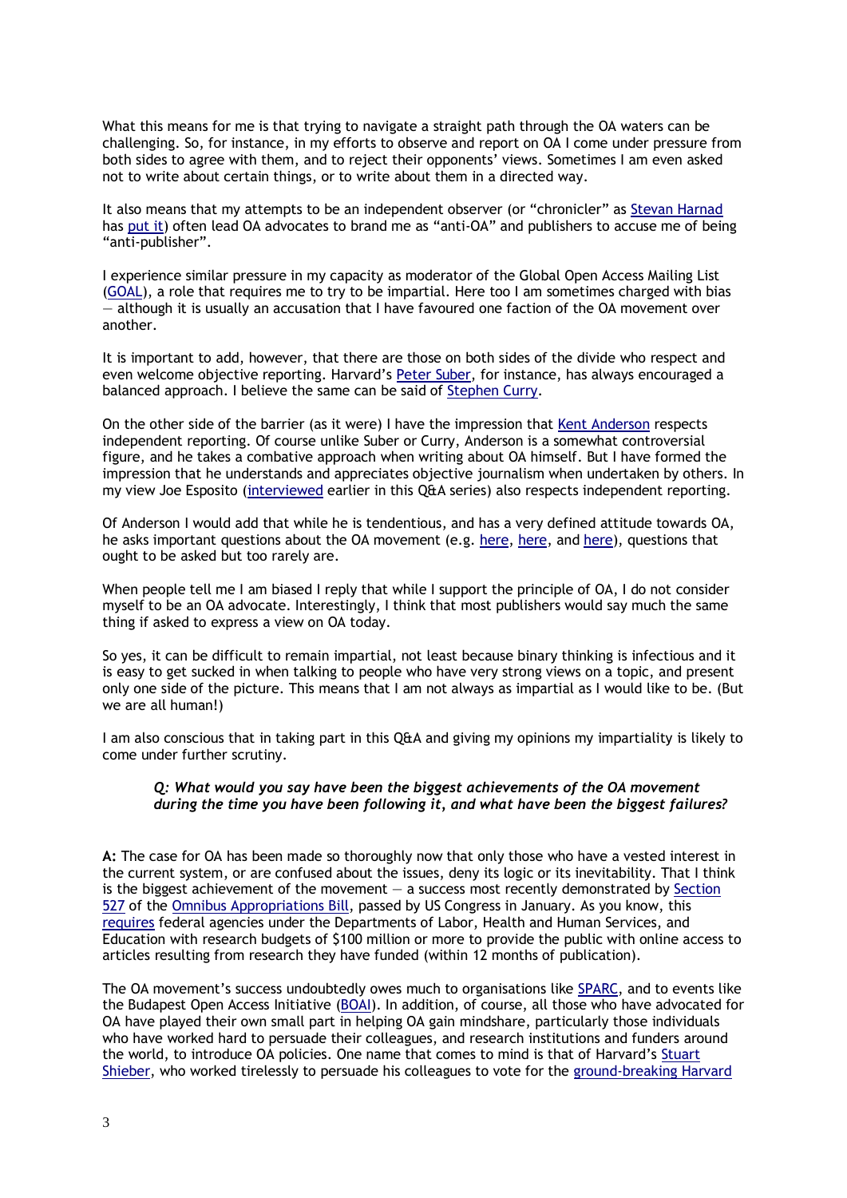What this means for me is that trying to navigate a straight path through the OA waters can be challenging. So, for instance, in my efforts to observe and report on OA I come under pressure from both sides to agree with them, and to reject their opponents' views. Sometimes I am even asked not to write about certain things, or to write about them in a directed way.

It also means that my attempts to be an independent observer (or "chronicler" as Stevan Harnad has put it) often lead OA advocates to brand me as "anti-OA" and publishers to accuse me of being "anti-publisher".

I experience similar pressure in my capacity as moderator of the Global Open Access Mailing List (GOAL), a role that requires me to try to be impartial. Here too I am sometimes charged with bias — although it is usually an accusation that I have favoured one faction of the OA movement over another.

It is important to add, however, that there are those on both sides of the divide who respect and even welcome objective reporting. Harvard's Peter Suber, for instance, has always encouraged a balanced approach. I believe the same can be said of Stephen Curry.

On the other side of the barrier (as it were) I have the impression that Kent Anderson respects independent reporting. Of course unlike Suber or Curry, Anderson is a somewhat controversial figure, and he takes a combative approach when writing about OA himself. But I have formed the impression that he understands and appreciates objective journalism when undertaken by others. In my view Joe Esposito (interviewed earlier in this Q&A series) also respects independent reporting.

Of Anderson I would add that while he is tendentious, and has a very defined attitude towards OA, he asks important questions about the OA movement (e.g. here, here, and here), questions that ought to be asked but too rarely are.

When people tell me I am biased I reply that while I support the principle of OA, I do not consider myself to be an OA advocate. Interestingly, I think that most publishers would say much the same thing if asked to express a view on OA today.

So yes, it can be difficult to remain impartial, not least because binary thinking is infectious and it is easy to get sucked in when talking to people who have very strong views on a topic, and present only one side of the picture. This means that I am not always as impartial as I would like to be. (But we are all human!)

I am also conscious that in taking part in this Q&A and giving my opinions my impartiality is likely to come under further scrutiny.

> ***Q: What would you say have been the biggest achievements of the OA movement during the time you have been following it, and what have been the biggest failures?***

**A:** The case for OA has been made so thoroughly now that only those who have a vested interest in the current system, or are confused about the issues, deny its logic or its inevitability. That I think is the biggest achievement of the movement — a success most recently demonstrated by Section 527 of the Omnibus Appropriations Bill, passed by US Congress in January. As you know, this requires federal agencies under the Departments of Labor, Health and Human Services, and Education with research budgets of $100 million or more to provide the public with online access to articles resulting from research they have funded (within 12 months of publication).

The OA movement's success undoubtedly owes much to organisations like SPARC, and to events like the Budapest Open Access Initiative (BOAI). In addition, of course, all those who have advocated for OA have played their own small part in helping OA gain mindshare, particularly those individuals who have worked hard to persuade their colleagues, and research institutions and funders around the world, to introduce OA policies. One name that comes to mind is that of Harvard's Stuart Shieber, who worked tirelessly to persuade his colleagues to vote for the ground-breaking Harvard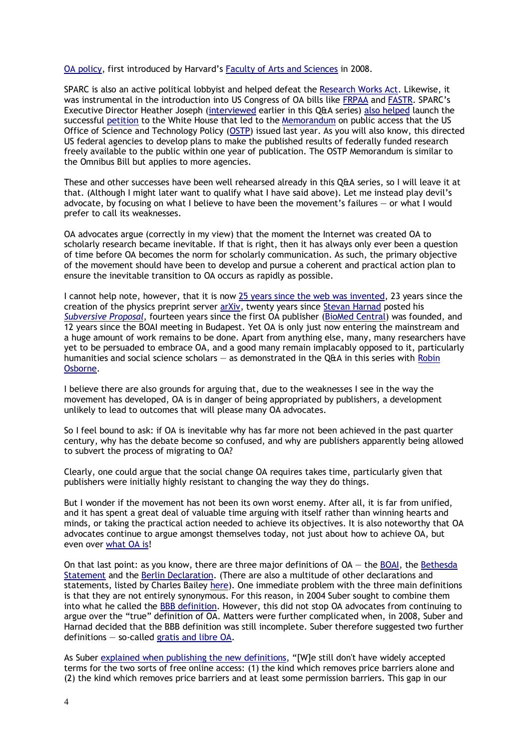OA policy, first introduced by Harvard's Faculty of Arts and Sciences in 2008.

SPARC is also an active political lobbyist and helped defeat the Research Works Act. Likewise, it was instrumental in the introduction into US Congress of OA bills like FRPAA and FASTR. SPARC's Executive Director Heather Joseph (interviewed earlier in this Q&A series) also helped launch the successful petition to the White House that led to the Memorandum on public access that the US Office of Science and Technology Policy (OSTP) issued last year. As you will also know, this directed US federal agencies to develop plans to make the published results of federally funded research freely available to the public within one year of publication. The OSTP Memorandum is similar to the Omnibus Bill but applies to more agencies.

These and other successes have been well rehearsed already in this Q&A series, so I will leave it at that. (Although I might later want to qualify what I have said above). Let me instead play devil's advocate, by focusing on what I believe to have been the movement's failures — or what I would prefer to call its weaknesses.

OA advocates argue (correctly in my view) that the moment the Internet was created OA to scholarly research became inevitable. If that is right, then it has always only ever been a question of time before OA becomes the norm for scholarly communication. As such, the primary objective of the movement should have been to develop and pursue a coherent and practical action plan to ensure the inevitable transition to OA occurs as rapidly as possible.

I cannot help note, however, that it is now 25 years since the web was invented, 23 years since the creation of the physics preprint server arXiv, twenty years since Stevan Harnad posted his *Subversive Proposal*, fourteen years since the first OA publisher (BioMed Central) was founded, and 12 years since the BOAI meeting in Budapest. Yet OA is only just now entering the mainstream and a huge amount of work remains to be done. Apart from anything else, many, many researchers have yet to be persuaded to embrace OA, and a good many remain implacably opposed to it, particularly humanities and social science scholars — as demonstrated in the Q&A in this series with Robin Osborne.

I believe there are also grounds for arguing that, due to the weaknesses I see in the way the movement has developed, OA is in danger of being appropriated by publishers, a development unlikely to lead to outcomes that will please many OA advocates.

So I feel bound to ask: if OA is inevitable why has far more not been achieved in the past quarter century, why has the debate become so confused, and why are publishers apparently being allowed to subvert the process of migrating to OA?

Clearly, one could argue that the social change OA requires takes time, particularly given that publishers were initially highly resistant to changing the way they do things.

But I wonder if the movement has not been its own worst enemy. After all, it is far from unified, and it has spent a great deal of valuable time arguing with itself rather than winning hearts and minds, or taking the practical action needed to achieve its objectives. It is also noteworthy that OA advocates continue to argue amongst themselves today, not just about how to achieve OA, but even over what OA is!

On that last point: as you know, there are three major definitions of OA — the BOAI, the Bethesda Statement and the Berlin Declaration. (There are also a multitude of other declarations and statements, listed by Charles Bailey here). One immediate problem with the three main definitions is that they are not entirely synonymous. For this reason, in 2004 Suber sought to combine them into what he called the BBB definition. However, this did not stop OA advocates from continuing to argue over the "true" definition of OA. Matters were further complicated when, in 2008, Suber and Harnad decided that the BBB definition was still incomplete. Suber therefore suggested two further definitions — so-called gratis and libre OA.

As Suber explained when publishing the new definitions, "[W]e still don't have widely accepted terms for the two sorts of free online access: (1) the kind which removes price barriers alone and (2) the kind which removes price barriers and at least some permission barriers. This gap in our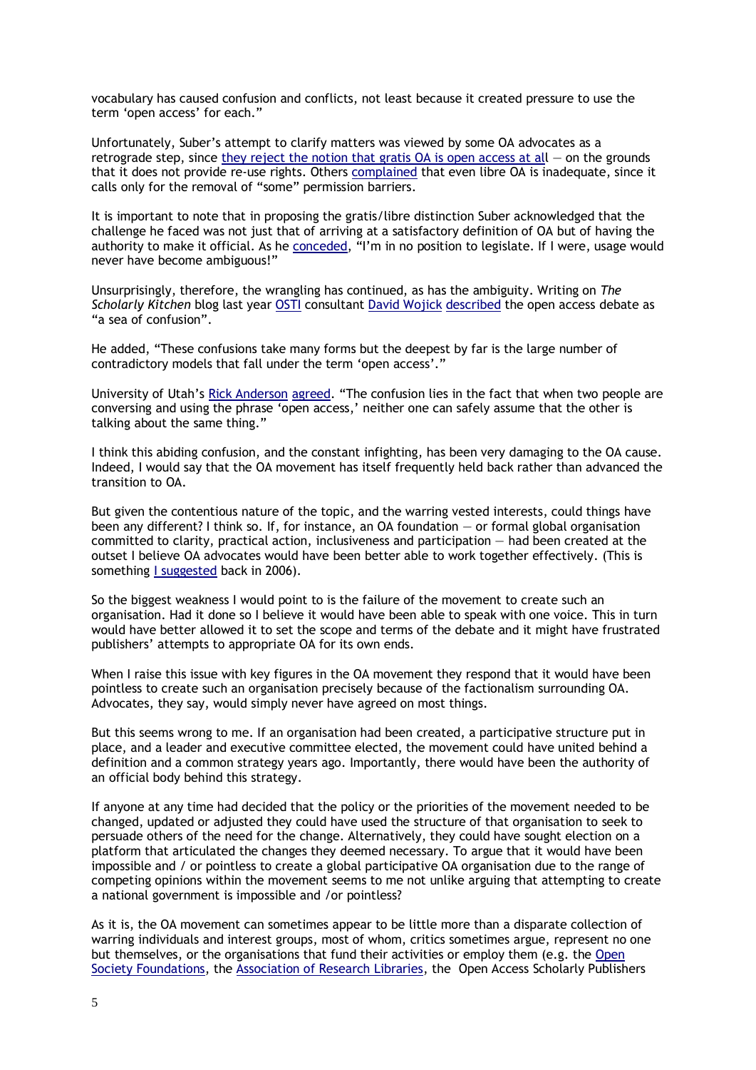vocabulary has caused confusion and conflicts, not least because it created pressure to use the term 'open access' for each."

Unfortunately, Suber's attempt to clarify matters was viewed by some OA advocates as a retrograde step, since they reject the notion that gratis OA is open access at all — on the grounds that it does not provide re-use rights. Others complained that even libre OA is inadequate, since it calls only for the removal of "some" permission barriers.

It is important to note that in proposing the gratis/libre distinction Suber acknowledged that the challenge he faced was not just that of arriving at a satisfactory definition of OA but of having the authority to make it official. As he conceded, "I'm in no position to legislate. If I were, usage would never have become ambiguous!"

Unsurprisingly, therefore, the wrangling has continued, as has the ambiguity. Writing on *The Scholarly Kitchen* blog last year OSTI consultant David Wojick described the open access debate as "a sea of confusion".

He added, "These confusions take many forms but the deepest by far is the large number of contradictory models that fall under the term 'open access'."

University of Utah's Rick Anderson agreed. "The confusion lies in the fact that when two people are conversing and using the phrase 'open access,' neither one can safely assume that the other is talking about the same thing."

I think this abiding confusion, and the constant infighting, has been very damaging to the OA cause. Indeed, I would say that the OA movement has itself frequently held back rather than advanced the transition to OA.

But given the contentious nature of the topic, and the warring vested interests, could things have been any different? I think so. If, for instance, an OA foundation — or formal global organisation committed to clarity, practical action, inclusiveness and participation — had been created at the outset I believe OA advocates would have been better able to work together effectively. (This is something I suggested back in 2006).

So the biggest weakness I would point to is the failure of the movement to create such an organisation. Had it done so I believe it would have been able to speak with one voice. This in turn would have better allowed it to set the scope and terms of the debate and it might have frustrated publishers' attempts to appropriate OA for its own ends.

When I raise this issue with key figures in the OA movement they respond that it would have been pointless to create such an organisation precisely because of the factionalism surrounding OA. Advocates, they say, would simply never have agreed on most things.

But this seems wrong to me. If an organisation had been created, a participative structure put in place, and a leader and executive committee elected, the movement could have united behind a definition and a common strategy years ago. Importantly, there would have been the authority of an official body behind this strategy.

If anyone at any time had decided that the policy or the priorities of the movement needed to be changed, updated or adjusted they could have used the structure of that organisation to seek to persuade others of the need for the change. Alternatively, they could have sought election on a platform that articulated the changes they deemed necessary. To argue that it would have been impossible and / or pointless to create a global participative OA organisation due to the range of competing opinions within the movement seems to me not unlike arguing that attempting to create a national government is impossible and /or pointless?

As it is, the OA movement can sometimes appear to be little more than a disparate collection of warring individuals and interest groups, most of whom, critics sometimes argue, represent no one but themselves, or the organisations that fund their activities or employ them (e.g. the Open Society Foundations, the Association of Research Libraries, the Open Access Scholarly Publishers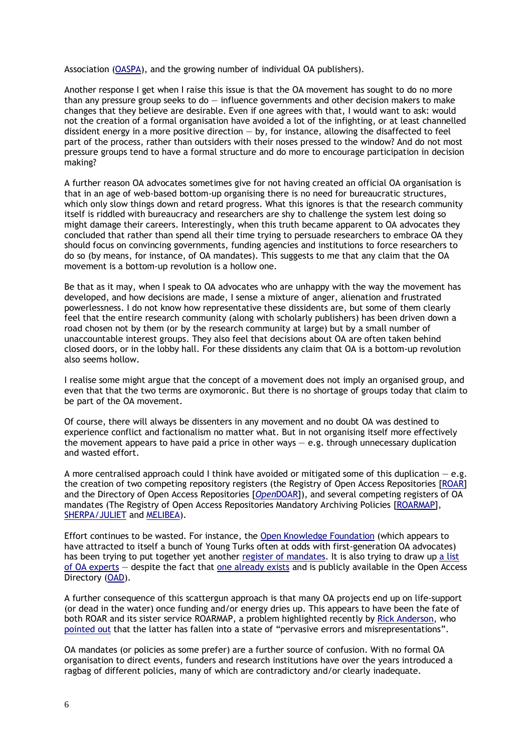Association (OASPA), and the growing number of individual OA publishers).

Another response I get when I raise this issue is that the OA movement has sought to do no more than any pressure group seeks to do — influence governments and other decision makers to make changes that they believe are desirable. Even if one agrees with that, I would want to ask: would not the creation of a formal organisation have avoided a lot of the infighting, or at least channelled dissident energy in a more positive direction — by, for instance, allowing the disaffected to feel part of the process, rather than outsiders with their noses pressed to the window? And do not most pressure groups tend to have a formal structure and do more to encourage participation in decision making?

A further reason OA advocates sometimes give for not having created an official OA organisation is that in an age of web-based bottom-up organising there is no need for bureaucratic structures, which only slow things down and retard progress. What this ignores is that the research community itself is riddled with bureaucracy and researchers are shy to challenge the system lest doing so might damage their careers. Interestingly, when this truth became apparent to OA advocates they concluded that rather than spend all their time trying to persuade researchers to embrace OA they should focus on convincing governments, funding agencies and institutions to force researchers to do so (by means, for instance, of OA mandates). This suggests to me that any claim that the OA movement is a bottom-up revolution is a hollow one.

Be that as it may, when I speak to OA advocates who are unhappy with the way the movement has developed, and how decisions are made, I sense a mixture of anger, alienation and frustrated powerlessness. I do not know how representative these dissidents are, but some of them clearly feel that the entire research community (along with scholarly publishers) has been driven down a road chosen not by them (or by the research community at large) but by a small number of unaccountable interest groups. They also feel that decisions about OA are often taken behind closed doors, or in the lobby hall. For these dissidents any claim that OA is a bottom-up revolution also seems hollow.

I realise some might argue that the concept of a movement does not imply an organised group, and even that that the two terms are oxymoronic. But there is no shortage of groups today that claim to be part of the OA movement.

Of course, there will always be dissenters in any movement and no doubt OA was destined to experience conflict and factionalism no matter what. But in not organising itself more effectively the movement appears to have paid a price in other ways — e.g. through unnecessary duplication and wasted effort.

A more centralised approach could I think have avoided or mitigated some of this duplication — e.g. the creation of two competing repository registers (the Registry of Open Access Repositories [ROAR] and the Directory of Open Access Repositories [*Open*DOAR]), and several competing registers of OA mandates (The Registry of Open Access Repositories Mandatory Archiving Policies [ROARMAP], SHERPA/JULIET and MELIBEA).

Effort continues to be wasted. For instance, the Open Knowledge Foundation (which appears to have attracted to itself a bunch of Young Turks often at odds with first-generation OA advocates) has been trying to put together yet another register of mandates. It is also trying to draw up a list of OA experts — despite the fact that one already exists and is publicly available in the Open Access Directory (OAD).

A further consequence of this scattergun approach is that many OA projects end up on life-support (or dead in the water) once funding and/or energy dries up. This appears to have been the fate of both ROAR and its sister service ROARMAP, a problem highlighted recently by Rick Anderson, who pointed out that the latter has fallen into a state of "pervasive errors and misrepresentations".

OA mandates (or policies as some prefer) are a further source of confusion. With no formal OA organisation to direct events, funders and research institutions have over the years introduced a ragbag of different policies, many of which are contradictory and/or clearly inadequate.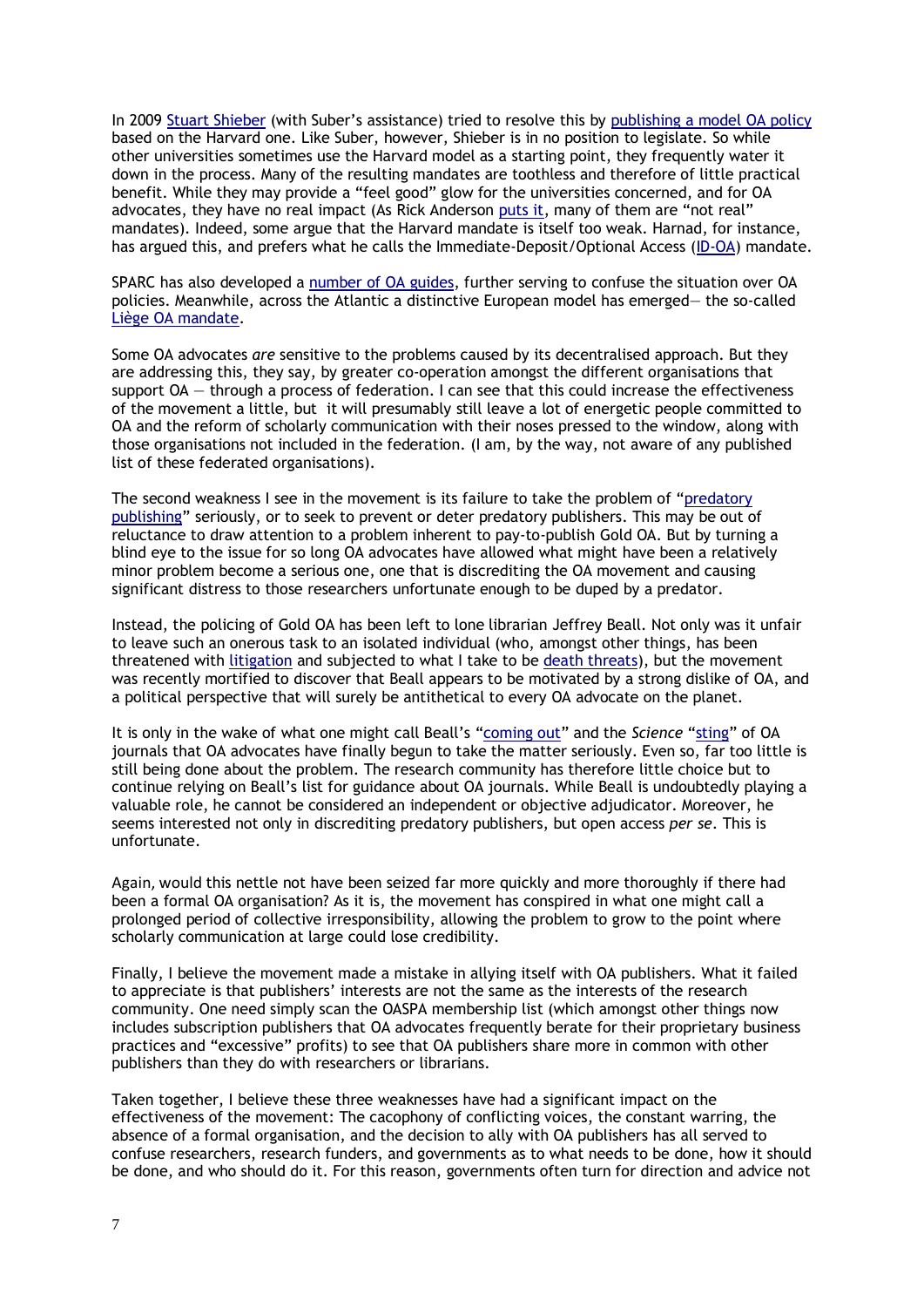In 2009 Stuart Shieber (with Suber's assistance) tried to resolve this by publishing a model OA policy based on the Harvard one. Like Suber, however, Shieber is in no position to legislate. So while other universities sometimes use the Harvard model as a starting point, they frequently water it down in the process. Many of the resulting mandates are toothless and therefore of little practical benefit. While they may provide a "feel good" glow for the universities concerned, and for OA advocates, they have no real impact (As Rick Anderson puts it, many of them are "not real" mandates). Indeed, some argue that the Harvard mandate is itself too weak. Harnad, for instance, has argued this, and prefers what he calls the Immediate-Deposit/Optional Access (ID-OA) mandate.

SPARC has also developed a number of OA guides, further serving to confuse the situation over OA policies. Meanwhile, across the Atlantic a distinctive European model has emerged— the so-called Liège OA mandate.

Some OA advocates *are* sensitive to the problems caused by its decentralised approach. But they are addressing this, they say, by greater co-operation amongst the different organisations that support OA — through a process of federation. I can see that this could increase the effectiveness of the movement a little, but it will presumably still leave a lot of energetic people committed to OA and the reform of scholarly communication with their noses pressed to the window, along with those organisations not included in the federation. (I am, by the way, not aware of any published list of these federated organisations).

The second weakness I see in the movement is its failure to take the problem of "predatory publishing" seriously, or to seek to prevent or deter predatory publishers. This may be out of reluctance to draw attention to a problem inherent to pay-to-publish Gold OA. But by turning a blind eye to the issue for so long OA advocates have allowed what might have been a relatively minor problem become a serious one, one that is discrediting the OA movement and causing significant distress to those researchers unfortunate enough to be duped by a predator.

Instead, the policing of Gold OA has been left to lone librarian Jeffrey Beall. Not only was it unfair to leave such an onerous task to an isolated individual (who, amongst other things, has been threatened with litigation and subjected to what I take to be death threats), but the movement was recently mortified to discover that Beall appears to be motivated by a strong dislike of OA, and a political perspective that will surely be antithetical to every OA advocate on the planet.

It is only in the wake of what one might call Beall's "coming out" and the *Science* "sting" of OA journals that OA advocates have finally begun to take the matter seriously. Even so, far too little is still being done about the problem. The research community has therefore little choice but to continue relying on Beall's list for guidance about OA journals. While Beall is undoubtedly playing a valuable role, he cannot be considered an independent or objective adjudicator. Moreover, he seems interested not only in discrediting predatory publishers, but open access *per se*. This is unfortunate.

Again, would this nettle not have been seized far more quickly and more thoroughly if there had been a formal OA organisation? As it is, the movement has conspired in what one might call a prolonged period of collective irresponsibility, allowing the problem to grow to the point where scholarly communication at large could lose credibility.

Finally, I believe the movement made a mistake in allying itself with OA publishers. What it failed to appreciate is that publishers' interests are not the same as the interests of the research community. One need simply scan the OASPA membership list (which amongst other things now includes subscription publishers that OA advocates frequently berate for their proprietary business practices and "excessive" profits) to see that OA publishers share more in common with other publishers than they do with researchers or librarians.

Taken together, I believe these three weaknesses have had a significant impact on the effectiveness of the movement: The cacophony of conflicting voices, the constant warring, the absence of a formal organisation, and the decision to ally with OA publishers has all served to confuse researchers, research funders, and governments as to what needs to be done, how it should be done, and who should do it. For this reason, governments often turn for direction and advice not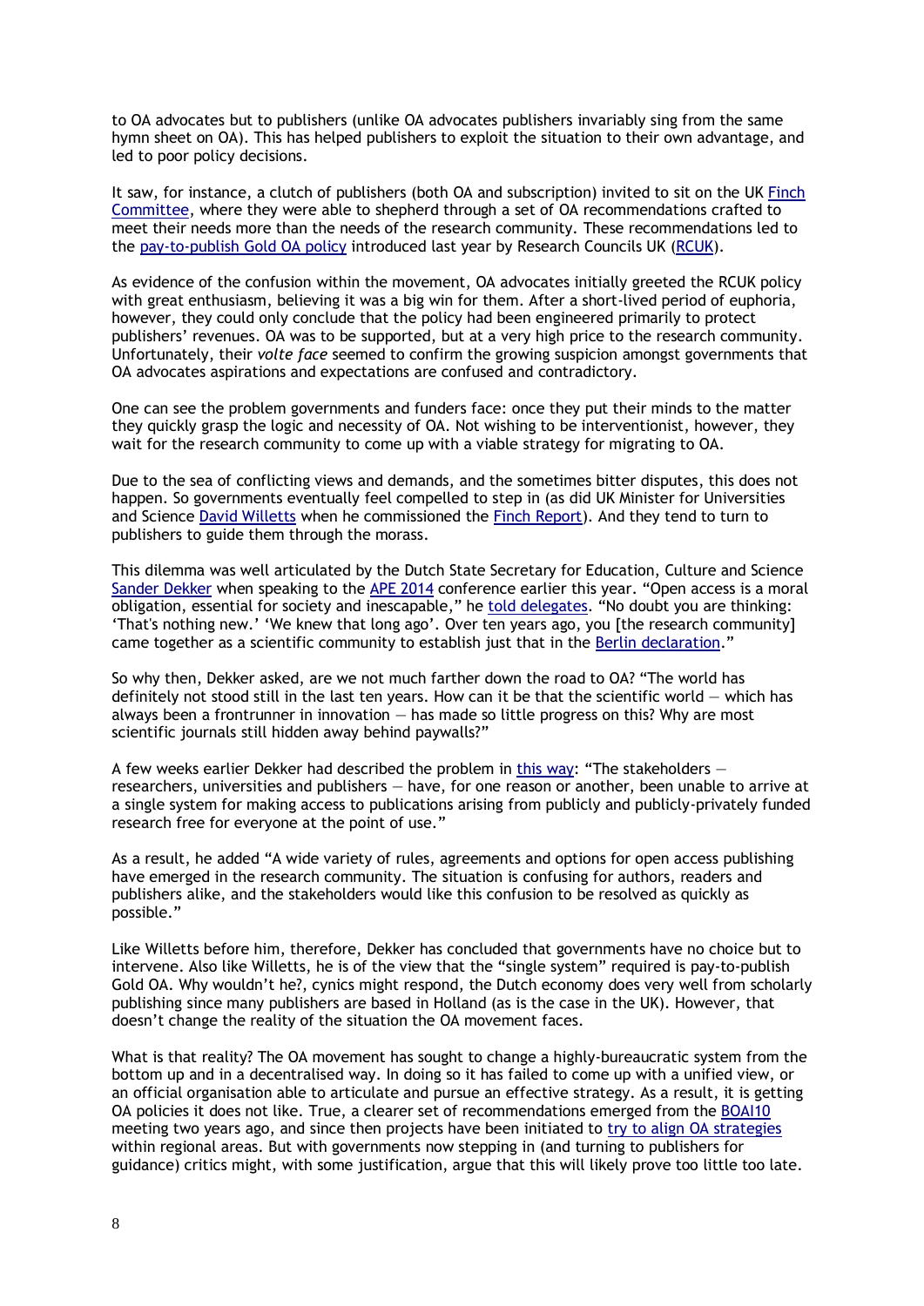to OA advocates but to publishers (unlike OA advocates publishers invariably sing from the same hymn sheet on OA). This has helped publishers to exploit the situation to their own advantage, and led to poor policy decisions.

It saw, for instance, a clutch of publishers (both OA and subscription) invited to sit on the UK Finch Committee, where they were able to shepherd through a set of OA recommendations crafted to meet their needs more than the needs of the research community. These recommendations led to the pay-to-publish Gold OA policy introduced last year by Research Councils UK (RCUK).

As evidence of the confusion within the movement, OA advocates initially greeted the RCUK policy with great enthusiasm, believing it was a big win for them. After a short-lived period of euphoria, however, they could only conclude that the policy had been engineered primarily to protect publishers' revenues. OA was to be supported, but at a very high price to the research community. Unfortunately, their *volte face* seemed to confirm the growing suspicion amongst governments that OA advocates aspirations and expectations are confused and contradictory.

One can see the problem governments and funders face: once they put their minds to the matter they quickly grasp the logic and necessity of OA. Not wishing to be interventionist, however, they wait for the research community to come up with a viable strategy for migrating to OA.

Due to the sea of conflicting views and demands, and the sometimes bitter disputes, this does not happen. So governments eventually feel compelled to step in (as did UK Minister for Universities and Science David Willetts when he commissioned the Finch Report). And they tend to turn to publishers to guide them through the morass.

This dilemma was well articulated by the Dutch State Secretary for Education, Culture and Science Sander Dekker when speaking to the APE 2014 conference earlier this year. "Open access is a moral obligation, essential for society and inescapable," he told delegates. "No doubt you are thinking: 'That's nothing new.' 'We knew that long ago'. Over ten years ago, you [the research community] came together as a scientific community to establish just that in the Berlin declaration."

So why then, Dekker asked, are we not much farther down the road to OA? "The world has definitely not stood still in the last ten years. How can it be that the scientific world — which has always been a frontrunner in innovation — has made so little progress on this? Why are most scientific journals still hidden away behind paywalls?"

A few weeks earlier Dekker had described the problem in this way: "The stakeholders — researchers, universities and publishers — have, for one reason or another, been unable to arrive at a single system for making access to publications arising from publicly and publicly-privately funded research free for everyone at the point of use."

As a result, he added "A wide variety of rules, agreements and options for open access publishing have emerged in the research community. The situation is confusing for authors, readers and publishers alike, and the stakeholders would like this confusion to be resolved as quickly as possible."

Like Willetts before him, therefore, Dekker has concluded that governments have no choice but to intervene. Also like Willetts, he is of the view that the "single system" required is pay-to-publish Gold OA. Why wouldn't he?, cynics might respond, the Dutch economy does very well from scholarly publishing since many publishers are based in Holland (as is the case in the UK). However, that doesn't change the reality of the situation the OA movement faces.

What is that reality? The OA movement has sought to change a highly-bureaucratic system from the bottom up and in a decentralised way. In doing so it has failed to come up with a unified view, or an official organisation able to articulate and pursue an effective strategy. As a result, it is getting OA policies it does not like. True, a clearer set of recommendations emerged from the BOAI10 meeting two years ago, and since then projects have been initiated to try to align OA strategies within regional areas. But with governments now stepping in (and turning to publishers for guidance) critics might, with some justification, argue that this will likely prove too little too late.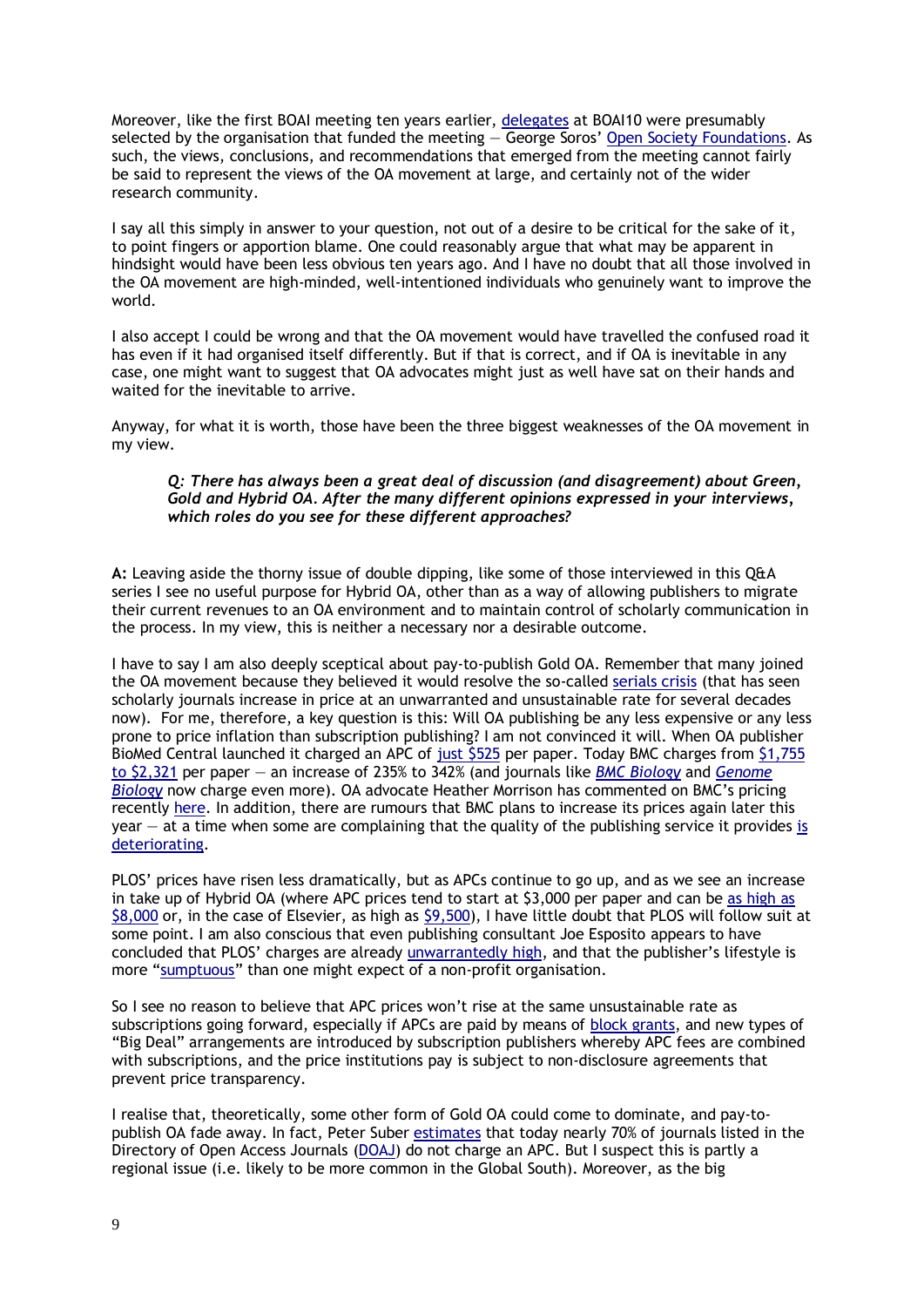Moreover, like the first BOAI meeting ten years earlier, delegates at BOAI10 were presumably selected by the organisation that funded the meeting — George Soros' Open Society Foundations. As such, the views, conclusions, and recommendations that emerged from the meeting cannot fairly be said to represent the views of the OA movement at large, and certainly not of the wider research community.

I say all this simply in answer to your question, not out of a desire to be critical for the sake of it, to point fingers or apportion blame. One could reasonably argue that what may be apparent in hindsight would have been less obvious ten years ago. And I have no doubt that all those involved in the OA movement are high-minded, well-intentioned individuals who genuinely want to improve the world.

I also accept I could be wrong and that the OA movement would have travelled the confused road it has even if it had organised itself differently. But if that is correct, and if OA is inevitable in any case, one might want to suggest that OA advocates might just as well have sat on their hands and waited for the inevitable to arrive.

Anyway, for what it is worth, those have been the three biggest weaknesses of the OA movement in my view.

> ***Q: There has always been a great deal of discussion (and disagreement) about Green, Gold and Hybrid OA. After the many different opinions expressed in your interviews, which roles do you see for these different approaches?***

**A:** Leaving aside the thorny issue of double dipping, like some of those interviewed in this Q&A series I see no useful purpose for Hybrid OA, other than as a way of allowing publishers to migrate their current revenues to an OA environment and to maintain control of scholarly communication in the process. In my view, this is neither a necessary nor a desirable outcome.

I have to say I am also deeply sceptical about pay-to-publish Gold OA. Remember that many joined the OA movement because they believed it would resolve the so-called serials crisis (that has seen scholarly journals increase in price at an unwarranted and unsustainable rate for several decades now). For me, therefore, a key question is this: Will OA publishing be any less expensive or any less prone to price inflation than subscription publishing? I am not convinced it will. When OA publisher BioMed Central launched it charged an APC of just $525 per paper. Today BMC charges from $1,755 to $2,321 per paper — an increase of 235% to 342% (and journals like *BMC Biology* and *Genome Biology* now charge even more). OA advocate Heather Morrison has commented on BMC's pricing recently here. In addition, there are rumours that BMC plans to increase its prices again later this year — at a time when some are complaining that the quality of the publishing service it provides is deteriorating.

PLOS' prices have risen less dramatically, but as APCs continue to go up, and as we see an increase in take up of Hybrid OA (where APC prices tend to start at $3,000 per paper and can be as high as $8,000 or, in the case of Elsevier, as high as $9,500), I have little doubt that PLOS will follow suit at some point. I am also conscious that even publishing consultant Joe Esposito appears to have concluded that PLOS' charges are already unwarrantedly high, and that the publisher's lifestyle is more "sumptuous" than one might expect of a non-profit organisation.

So I see no reason to believe that APC prices won't rise at the same unsustainable rate as subscriptions going forward, especially if APCs are paid by means of block grants, and new types of "Big Deal" arrangements are introduced by subscription publishers whereby APC fees are combined with subscriptions, and the price institutions pay is subject to non-disclosure agreements that prevent price transparency.

I realise that, theoretically, some other form of Gold OA could come to dominate, and pay-to-publish OA fade away. In fact, Peter Suber estimates that today nearly 70% of journals listed in the Directory of Open Access Journals (DOAJ) do not charge an APC. But I suspect this is partly a regional issue (i.e. likely to be more common in the Global South). Moreover, as the big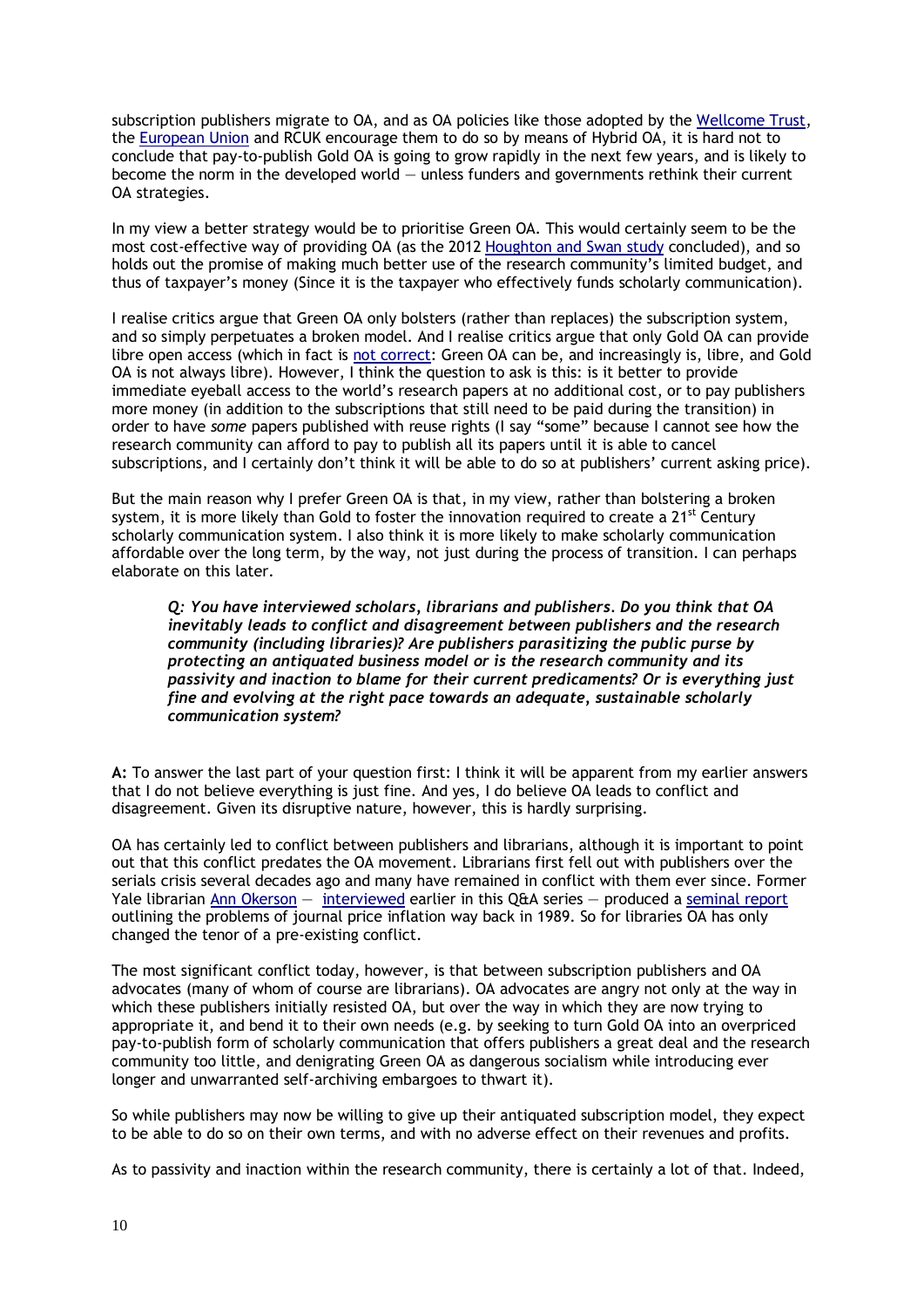subscription publishers migrate to OA, and as OA policies like those adopted by the Wellcome Trust, the European Union and RCUK encourage them to do so by means of Hybrid OA, it is hard not to conclude that pay-to-publish Gold OA is going to grow rapidly in the next few years, and is likely to become the norm in the developed world — unless funders and governments rethink their current OA strategies.

In my view a better strategy would be to prioritise Green OA. This would certainly seem to be the most cost-effective way of providing OA (as the 2012 Houghton and Swan study concluded), and so holds out the promise of making much better use of the research community's limited budget, and thus of taxpayer's money (Since it is the taxpayer who effectively funds scholarly communication).

I realise critics argue that Green OA only bolsters (rather than replaces) the subscription system, and so simply perpetuates a broken model. And I realise critics argue that only Gold OA can provide libre open access (which in fact is not correct: Green OA can be, and increasingly is, libre, and Gold OA is not always libre). However, I think the question to ask is this: is it better to provide immediate eyeball access to the world's research papers at no additional cost, or to pay publishers more money (in addition to the subscriptions that still need to be paid during the transition) in order to have *some* papers published with reuse rights (I say "some" because I cannot see how the research community can afford to pay to publish all its papers until it is able to cancel subscriptions, and I certainly don't think it will be able to do so at publishers' current asking price).

But the main reason why I prefer Green OA is that, in my view, rather than bolstering a broken system, it is more likely than Gold to foster the innovation required to create a 21st Century scholarly communication system. I also think it is more likely to make scholarly communication affordable over the long term, by the way, not just during the process of transition. I can perhaps elaborate on this later.

> ***Q: You have interviewed scholars, librarians and publishers. Do you think that OA inevitably leads to conflict and disagreement between publishers and the research community (including libraries)? Are publishers parasitizing the public purse by protecting an antiquated business model or is the research community and its passivity and inaction to blame for their current predicaments? Or is everything just fine and evolving at the right pace towards an adequate, sustainable scholarly communication system?***

**A:** To answer the last part of your question first: I think it will be apparent from my earlier answers that I do not believe everything is just fine. And yes, I do believe OA leads to conflict and disagreement. Given its disruptive nature, however, this is hardly surprising.

OA has certainly led to conflict between publishers and librarians, although it is important to point out that this conflict predates the OA movement. Librarians first fell out with publishers over the serials crisis several decades ago and many have remained in conflict with them ever since. Former Yale librarian Ann Okerson — interviewed earlier in this Q&A series — produced a seminal report outlining the problems of journal price inflation way back in 1989. So for libraries OA has only changed the tenor of a pre-existing conflict.

The most significant conflict today, however, is that between subscription publishers and OA advocates (many of whom of course are librarians). OA advocates are angry not only at the way in which these publishers initially resisted OA, but over the way in which they are now trying to appropriate it, and bend it to their own needs (e.g. by seeking to turn Gold OA into an overpriced pay-to-publish form of scholarly communication that offers publishers a great deal and the research community too little, and denigrating Green OA as dangerous socialism while introducing ever longer and unwarranted self-archiving embargoes to thwart it).

So while publishers may now be willing to give up their antiquated subscription model, they expect to be able to do so on their own terms, and with no adverse effect on their revenues and profits.

As to passivity and inaction within the research community, there is certainly a lot of that. Indeed,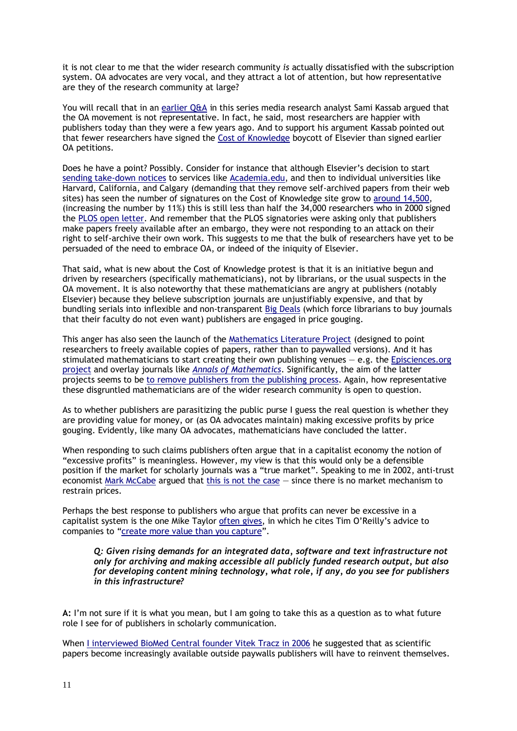it is not clear to me that the wider research community *is* actually dissatisfied with the subscription system. OA advocates are very vocal, and they attract a lot of attention, but how representative are they of the research community at large?

You will recall that in an earlier Q&A in this series media research analyst Sami Kassab argued that the OA movement is not representative. In fact, he said, most researchers are happier with publishers today than they were a few years ago. And to support his argument Kassab pointed out that fewer researchers have signed the Cost of Knowledge boycott of Elsevier than signed earlier OA petitions.

Does he have a point? Possibly. Consider for instance that although Elsevier's decision to start sending take-down notices to services like Academia.edu, and then to individual universities like Harvard, California, and Calgary (demanding that they remove self-archived papers from their web sites) has seen the number of signatures on the Cost of Knowledge site grow to around 14,500, (increasing the number by 11%) this is still less than half the 34,000 researchers who in 2000 signed the PLOS open letter. And remember that the PLOS signatories were asking only that publishers make papers freely available after an embargo, they were not responding to an attack on their right to self-archive their own work. This suggests to me that the bulk of researchers have yet to be persuaded of the need to embrace OA, or indeed of the iniquity of Elsevier.

That said, what is new about the Cost of Knowledge protest is that it is an initiative begun and driven by researchers (specifically mathematicians), not by librarians, or the usual suspects in the OA movement. It is also noteworthy that these mathematicians are angry at publishers (notably Elsevier) because they believe subscription journals are unjustifiably expensive, and that by bundling serials into inflexible and non-transparent Big Deals (which force librarians to buy journals that their faculty do not even want) publishers are engaged in price gouging.

This anger has also seen the launch of the Mathematics Literature Project (designed to point researchers to freely available copies of papers, rather than to paywalled versions). And it has stimulated mathematicians to start creating their own publishing venues — e.g. the Episciences.org project and overlay journals like *Annals of Mathematics*. Significantly, the aim of the latter projects seems to be to remove publishers from the publishing process. Again, how representative these disgruntled mathematicians are of the wider research community is open to question.

As to whether publishers are parasitizing the public purse I guess the real question is whether they are providing value for money, or (as OA advocates maintain) making excessive profits by price gouging. Evidently, like many OA advocates, mathematicians have concluded the latter.

When responding to such claims publishers often argue that in a capitalist economy the notion of "excessive profits" is meaningless. However, my view is that this would only be a defensible position if the market for scholarly journals was a "true market". Speaking to me in 2002, anti-trust economist Mark McCabe argued that this is not the case — since there is no market mechanism to restrain prices.

Perhaps the best response to publishers who argue that profits can never be excessive in a capitalist system is the one Mike Taylor often gives, in which he cites Tim O'Reilly's advice to companies to "create more value than you capture".

> ***Q: Given rising demands for an integrated data, software and text infrastructure not only for archiving and making accessible all publicly funded research output, but also for developing content mining technology, what role, if any, do you see for publishers in this infrastructure?***

**A:** I'm not sure if it is what you mean, but I am going to take this as a question as to what future role I see for of publishers in scholarly communication.

When I interviewed BioMed Central founder Vitek Tracz in 2006 he suggested that as scientific papers become increasingly available outside paywalls publishers will have to reinvent themselves.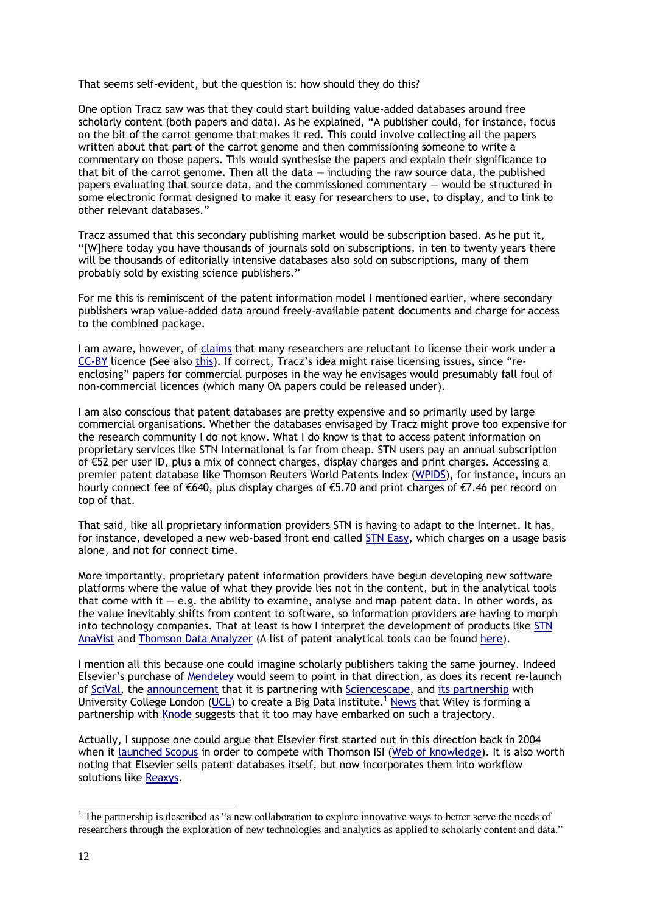That seems self-evident, but the question is: how should they do this?

One option Tracz saw was that they could start building value-added databases around free scholarly content (both papers and data). As he explained, "A publisher could, for instance, focus on the bit of the carrot genome that makes it red. This could involve collecting all the papers written about that part of the carrot genome and then commissioning someone to write a commentary on those papers. This would synthesise the papers and explain their significance to that bit of the carrot genome. Then all the data — including the raw source data, the published papers evaluating that source data, and the commissioned commentary — would be structured in some electronic format designed to make it easy for researchers to use, to display, and to link to other relevant databases."

Tracz assumed that this secondary publishing market would be subscription based. As he put it, "[W]here today you have thousands of journals sold on subscriptions, in ten to twenty years there will be thousands of editorially intensive databases also sold on subscriptions, many of them probably sold by existing science publishers."

For me this is reminiscent of the patent information model I mentioned earlier, where secondary publishers wrap value-added data around freely-available patent documents and charge for access to the combined package.

I am aware, however, of claims that many researchers are reluctant to license their work under a CC-BY licence (See also this). If correct, Tracz's idea might raise licensing issues, since "re-enclosing" papers for commercial purposes in the way he envisages would presumably fall foul of non-commercial licences (which many OA papers could be released under).

I am also conscious that patent databases are pretty expensive and so primarily used by large commercial organisations. Whether the databases envisaged by Tracz might prove too expensive for the research community I do not know. What I do know is that to access patent information on proprietary services like STN International is far from cheap. STN users pay an annual subscription of €52 per user ID, plus a mix of connect charges, display charges and print charges. Accessing a premier patent database like Thomson Reuters World Patents Index (WPIDS), for instance, incurs an hourly connect fee of €640, plus display charges of €5.70 and print charges of €7.46 per record on top of that.

That said, like all proprietary information providers STN is having to adapt to the Internet. It has, for instance, developed a new web-based front end called STN Easy, which charges on a usage basis alone, and not for connect time.

More importantly, proprietary patent information providers have begun developing new software platforms where the value of what they provide lies not in the content, but in the analytical tools that come with it — e.g. the ability to examine, analyse and map patent data. In other words, as the value inevitably shifts from content to software, so information providers are having to morph into technology companies. That at least is how I interpret the development of products like STN AnaVist and Thomson Data Analyzer (A list of patent analytical tools can be found here).

I mention all this because one could imagine scholarly publishers taking the same journey. Indeed Elsevier's purchase of Mendeley would seem to point in that direction, as does its recent re-launch of SciVal, the announcement that it is partnering with Sciencescape, and its partnership with University College London (UCL) to create a Big Data Institute.[1] News that Wiley is forming a partnership with Knode suggests that it too may have embarked on such a trajectory.

Actually, I suppose one could argue that Elsevier first started out in this direction back in 2004 when it launched Scopus in order to compete with Thomson ISI (Web of knowledge). It is also worth noting that Elsevier sells patent databases itself, but now incorporates them into workflow solutions like Reaxys.

---

[1] The partnership is described as "a new collaboration to explore innovative ways to better serve the needs of researchers through the exploration of new technologies and analytics as applied to scholarly content and data."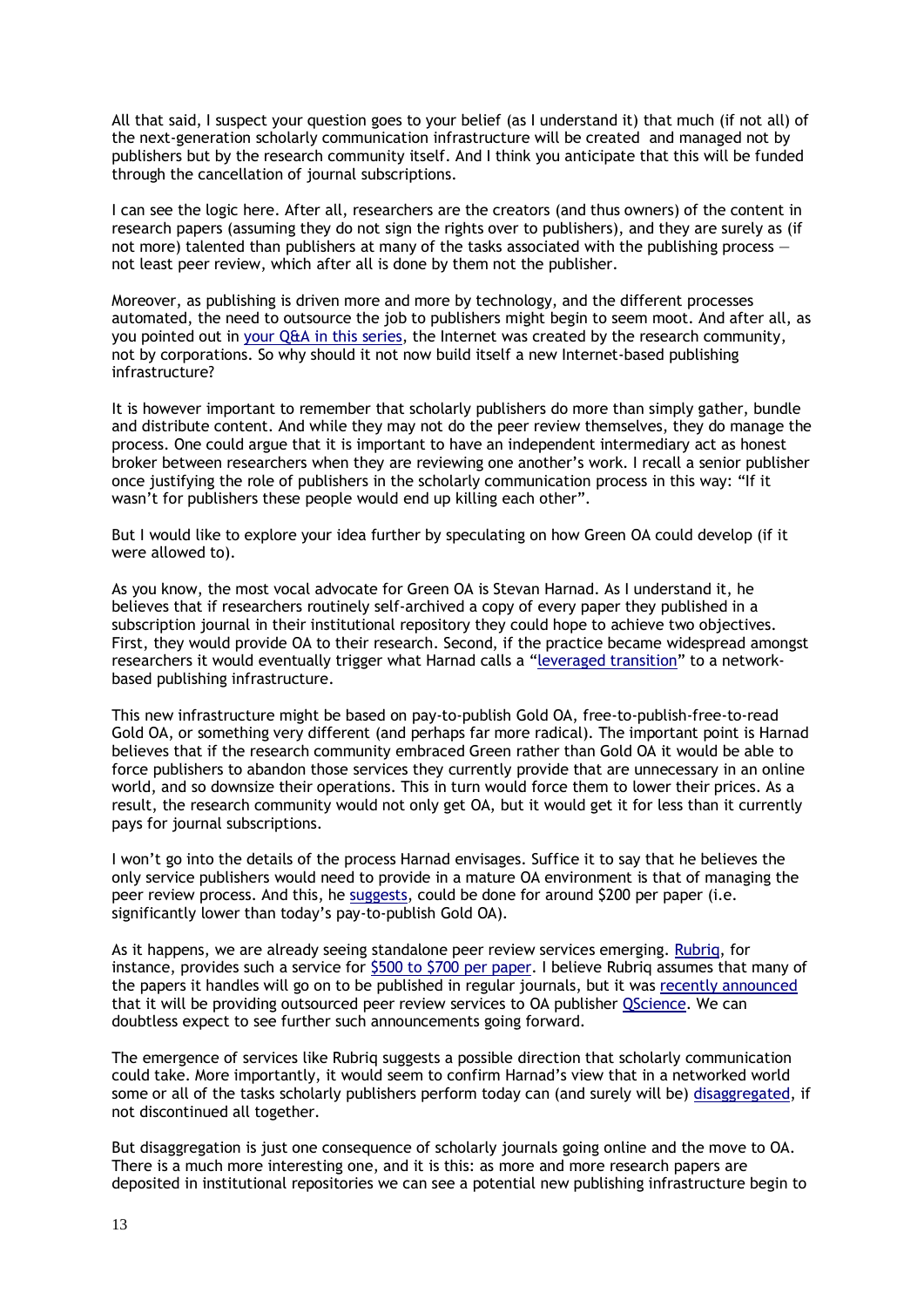All that said, I suspect your question goes to your belief (as I understand it) that much (if not all) of the next-generation scholarly communication infrastructure will be created and managed not by publishers but by the research community itself. And I think you anticipate that this will be funded through the cancellation of journal subscriptions.

I can see the logic here. After all, researchers are the creators (and thus owners) of the content in research papers (assuming they do not sign the rights over to publishers), and they are surely as (if not more) talented than publishers at many of the tasks associated with the publishing process — not least peer review, which after all is done by them not the publisher.

Moreover, as publishing is driven more and more by technology, and the different processes automated, the need to outsource the job to publishers might begin to seem moot. And after all, as you pointed out in your Q&A in this series, the Internet was created by the research community, not by corporations. So why should it not now build itself a new Internet-based publishing infrastructure?

It is however important to remember that scholarly publishers do more than simply gather, bundle and distribute content. And while they may not do the peer review themselves, they do manage the process. One could argue that it is important to have an independent intermediary act as honest broker between researchers when they are reviewing one another's work. I recall a senior publisher once justifying the role of publishers in the scholarly communication process in this way: "If it wasn't for publishers these people would end up killing each other".

But I would like to explore your idea further by speculating on how Green OA could develop (if it were allowed to).

As you know, the most vocal advocate for Green OA is Stevan Harnad. As I understand it, he believes that if researchers routinely self-archived a copy of every paper they published in a subscription journal in their institutional repository they could hope to achieve two objectives. First, they would provide OA to their research. Second, if the practice became widespread amongst researchers it would eventually trigger what Harnad calls a "leveraged transition" to a network-based publishing infrastructure.

This new infrastructure might be based on pay-to-publish Gold OA, free-to-publish-free-to-read Gold OA, or something very different (and perhaps far more radical). The important point is Harnad believes that if the research community embraced Green rather than Gold OA it would be able to force publishers to abandon those services they currently provide that are unnecessary in an online world, and so downsize their operations. This in turn would force them to lower their prices. As a result, the research community would not only get OA, but it would get it for less than it currently pays for journal subscriptions.

I won't go into the details of the process Harnad envisages. Suffice it to say that he believes the only service publishers would need to provide in a mature OA environment is that of managing the peer review process. And this, he suggests, could be done for around $200 per paper (i.e. significantly lower than today's pay-to-publish Gold OA).

As it happens, we are already seeing standalone peer review services emerging. Rubriq, for instance, provides such a service for $500 to $700 per paper. I believe Rubriq assumes that many of the papers it handles will go on to be published in regular journals, but it was recently announced that it will be providing outsourced peer review services to OA publisher QScience. We can doubtless expect to see further such announcements going forward.

The emergence of services like Rubriq suggests a possible direction that scholarly communication could take. More importantly, it would seem to confirm Harnad's view that in a networked world some or all of the tasks scholarly publishers perform today can (and surely will be) disaggregated, if not discontinued all together.

But disaggregation is just one consequence of scholarly journals going online and the move to OA. There is a much more interesting one, and it is this: as more and more research papers are deposited in institutional repositories we can see a potential new publishing infrastructure begin to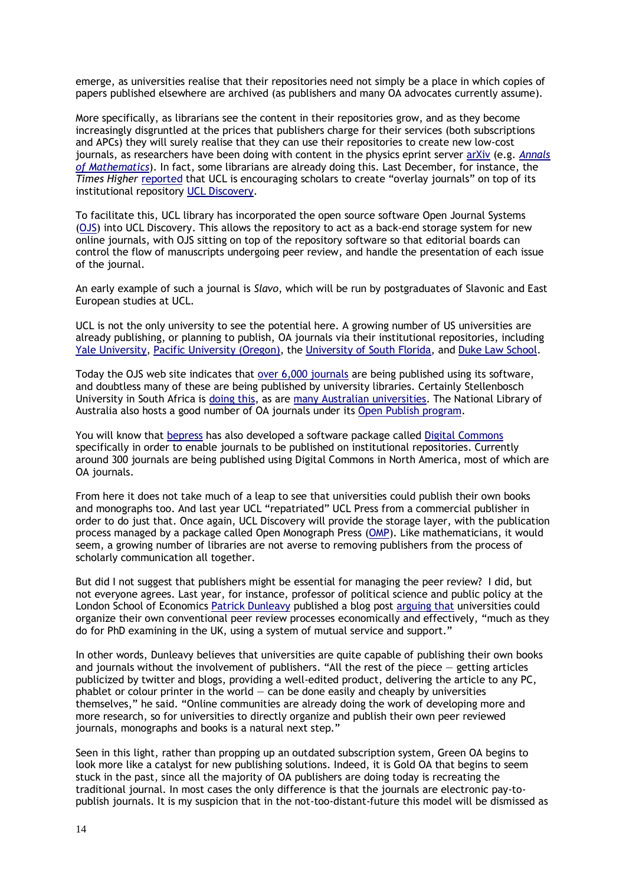emerge, as universities realise that their repositories need not simply be a place in which copies of papers published elsewhere are archived (as publishers and many OA advocates currently assume).

More specifically, as librarians see the content in their repositories grow, and as they become increasingly disgruntled at the prices that publishers charge for their services (both subscriptions and APCs) they will surely realise that they can use their repositories to create new low-cost journals, as researchers have been doing with content in the physics eprint server arXiv (e.g. *Annals of Mathematics*). In fact, some librarians are already doing this. Last December, for instance, the *Times Higher* reported that UCL is encouraging scholars to create "overlay journals" on top of its institutional repository UCL Discovery.

To facilitate this, UCL library has incorporated the open source software Open Journal Systems (OJS) into UCL Discovery. This allows the repository to act as a back-end storage system for new online journals, with OJS sitting on top of the repository software so that editorial boards can control the flow of manuscripts undergoing peer review, and handle the presentation of each issue of the journal.

An early example of such a journal is *Slavo*, which will be run by postgraduates of Slavonic and East European studies at UCL.

UCL is not the only university to see the potential here. A growing number of US universities are already publishing, or planning to publish, OA journals via their institutional repositories, including Yale University, Pacific University (Oregon), the University of South Florida, and Duke Law School.

Today the OJS web site indicates that over 6,000 journals are being published using its software, and doubtless many of these are being published by university libraries. Certainly Stellenbosch University in South Africa is doing this, as are many Australian universities. The National Library of Australia also hosts a good number of OA journals under its Open Publish program.

You will know that bepress has also developed a software package called Digital Commons specifically in order to enable journals to be published on institutional repositories. Currently around 300 journals are being published using Digital Commons in North America, most of which are OA journals.

From here it does not take much of a leap to see that universities could publish their own books and monographs too. And last year UCL "repatriated" UCL Press from a commercial publisher in order to do just that. Once again, UCL Discovery will provide the storage layer, with the publication process managed by a package called Open Monograph Press (OMP). Like mathematicians, it would seem, a growing number of libraries are not averse to removing publishers from the process of scholarly communication all together.

But did I not suggest that publishers might be essential for managing the peer review? I did, but not everyone agrees. Last year, for instance, professor of political science and public policy at the London School of Economics Patrick Dunleavy published a blog post arguing that universities could organize their own conventional peer review processes economically and effectively, "much as they do for PhD examining in the UK, using a system of mutual service and support."

In other words, Dunleavy believes that universities are quite capable of publishing their own books and journals without the involvement of publishers. "All the rest of the piece — getting articles publicized by twitter and blogs, providing a well-edited product, delivering the article to any PC, phablet or colour printer in the world — can be done easily and cheaply by universities themselves," he said. "Online communities are already doing the work of developing more and more research, so for universities to directly organize and publish their own peer reviewed journals, monographs and books is a natural next step."

Seen in this light, rather than propping up an outdated subscription system, Green OA begins to look more like a catalyst for new publishing solutions. Indeed, it is Gold OA that begins to seem stuck in the past, since all the majority of OA publishers are doing today is recreating the traditional journal. In most cases the only difference is that the journals are electronic pay-to-publish journals. It is my suspicion that in the not-too-distant-future this model will be dismissed as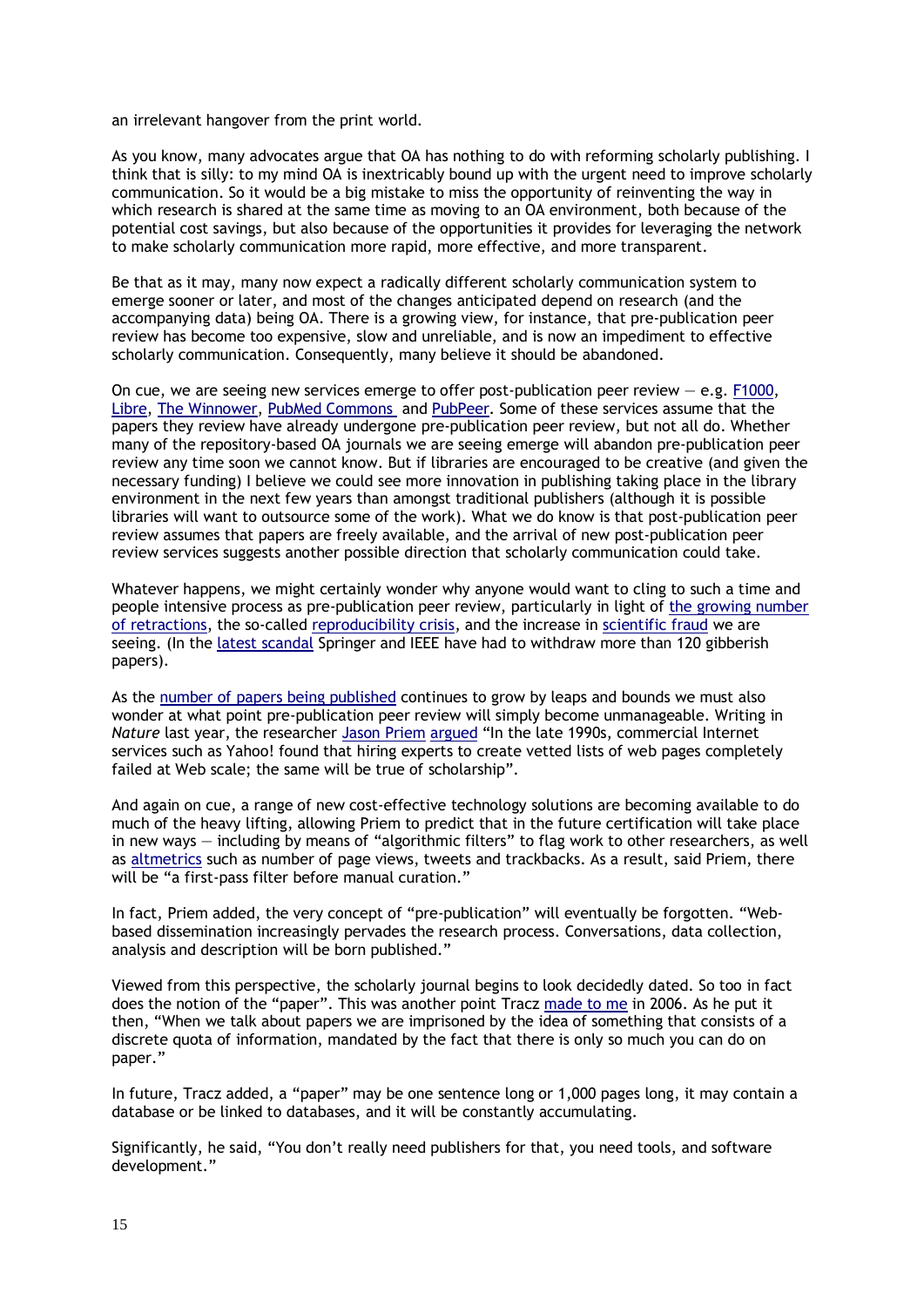an irrelevant hangover from the print world.

As you know, many advocates argue that OA has nothing to do with reforming scholarly publishing. I think that is silly: to my mind OA is inextricably bound up with the urgent need to improve scholarly communication. So it would be a big mistake to miss the opportunity of reinventing the way in which research is shared at the same time as moving to an OA environment, both because of the potential cost savings, but also because of the opportunities it provides for leveraging the network to make scholarly communication more rapid, more effective, and more transparent.

Be that as it may, many now expect a radically different scholarly communication system to emerge sooner or later, and most of the changes anticipated depend on research (and the accompanying data) being OA. There is a growing view, for instance, that pre-publication peer review has become too expensive, slow and unreliable, and is now an impediment to effective scholarly communication. Consequently, many believe it should be abandoned.

On cue, we are seeing new services emerge to offer post-publication peer review — e.g. F1000, Libre, The Winnower, PubMed Commons and PubPeer. Some of these services assume that the papers they review have already undergone pre-publication peer review, but not all do. Whether many of the repository-based OA journals we are seeing emerge will abandon pre-publication peer review any time soon we cannot know. But if libraries are encouraged to be creative (and given the necessary funding) I believe we could see more innovation in publishing taking place in the library environment in the next few years than amongst traditional publishers (although it is possible libraries will want to outsource some of the work). What we do know is that post-publication peer review assumes that papers are freely available, and the arrival of new post-publication peer review services suggests another possible direction that scholarly communication could take.

Whatever happens, we might certainly wonder why anyone would want to cling to such a time and people intensive process as pre-publication peer review, particularly in light of the growing number of retractions, the so-called reproducibility crisis, and the increase in scientific fraud we are seeing. (In the latest scandal Springer and IEEE have had to withdraw more than 120 gibberish papers).

As the number of papers being published continues to grow by leaps and bounds we must also wonder at what point pre-publication peer review will simply become unmanageable. Writing in *Nature* last year, the researcher Jason Priem argued "In the late 1990s, commercial Internet services such as Yahoo! found that hiring experts to create vetted lists of web pages completely failed at Web scale; the same will be true of scholarship".

And again on cue, a range of new cost-effective technology solutions are becoming available to do much of the heavy lifting, allowing Priem to predict that in the future certification will take place in new ways — including by means of "algorithmic filters" to flag work to other researchers, as well as altmetrics such as number of page views, tweets and trackbacks. As a result, said Priem, there will be "a first-pass filter before manual curation."

In fact, Priem added, the very concept of "pre-publication" will eventually be forgotten. "Web-based dissemination increasingly pervades the research process. Conversations, data collection, analysis and description will be born published."

Viewed from this perspective, the scholarly journal begins to look decidedly dated. So too in fact does the notion of the "paper". This was another point Tracz made to me in 2006. As he put it then, "When we talk about papers we are imprisoned by the idea of something that consists of a discrete quota of information, mandated by the fact that there is only so much you can do on paper."

In future, Tracz added, a "paper" may be one sentence long or 1,000 pages long, it may contain a database or be linked to databases, and it will be constantly accumulating.

Significantly, he said, "You don't really need publishers for that, you need tools, and software development."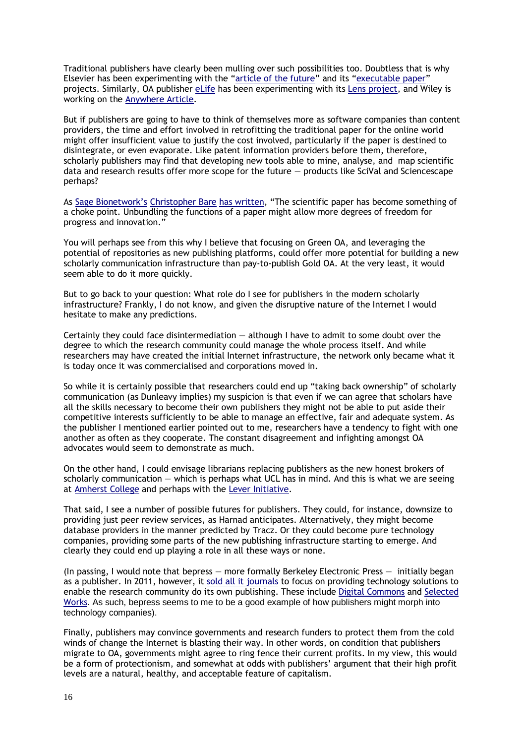Traditional publishers have clearly been mulling over such possibilities too. Doubtless that is why Elsevier has been experimenting with the "article of the future" and its "executable paper" projects. Similarly, OA publisher eLife has been experimenting with its Lens project, and Wiley is working on the Anywhere Article.

But if publishers are going to have to think of themselves more as software companies than content providers, the time and effort involved in retrofitting the traditional paper for the online world might offer insufficient value to justify the cost involved, particularly if the paper is destined to disintegrate, or even evaporate. Like patent information providers before them, therefore, scholarly publishers may find that developing new tools able to mine, analyse, and map scientific data and research results offer more scope for the future — products like SciVal and Sciencescape perhaps?

As Sage Bionetwork's Christopher Bare has written, "The scientific paper has become something of a choke point. Unbundling the functions of a paper might allow more degrees of freedom for progress and innovation."

You will perhaps see from this why I believe that focusing on Green OA, and leveraging the potential of repositories as new publishing platforms, could offer more potential for building a new scholarly communication infrastructure than pay-to-publish Gold OA. At the very least, it would seem able to do it more quickly.

But to go back to your question: What role do I see for publishers in the modern scholarly infrastructure? Frankly, I do not know, and given the disruptive nature of the Internet I would hesitate to make any predictions.

Certainly they could face disintermediation — although I have to admit to some doubt over the degree to which the research community could manage the whole process itself. And while researchers may have created the initial Internet infrastructure, the network only became what it is today once it was commercialised and corporations moved in.

So while it is certainly possible that researchers could end up "taking back ownership" of scholarly communication (as Dunleavy implies) my suspicion is that even if we can agree that scholars have all the skills necessary to become their own publishers they might not be able to put aside their competitive interests sufficiently to be able to manage an effective, fair and adequate system. As the publisher I mentioned earlier pointed out to me, researchers have a tendency to fight with one another as often as they cooperate. The constant disagreement and infighting amongst OA advocates would seem to demonstrate as much.

On the other hand, I could envisage librarians replacing publishers as the new honest brokers of scholarly communication — which is perhaps what UCL has in mind. And this is what we are seeing at Amherst College and perhaps with the Lever Initiative.

That said, I see a number of possible futures for publishers. They could, for instance, downsize to providing just peer review services, as Harnad anticipates. Alternatively, they might become database providers in the manner predicted by Tracz. Or they could become pure technology companies, providing some parts of the new publishing infrastructure starting to emerge. And clearly they could end up playing a role in all these ways or none.

(In passing, I would note that bepress — more formally Berkeley Electronic Press — initially began as a publisher. In 2011, however, it sold all it journals to focus on providing technology solutions to enable the research community do its own publishing. These include Digital Commons and Selected Works. As such, bepress seems to me to be a good example of how publishers might morph into technology companies).

Finally, publishers may convince governments and research funders to protect them from the cold winds of change the Internet is blasting their way. In other words, on condition that publishers migrate to OA, governments might agree to ring fence their current profits. In my view, this would be a form of protectionism, and somewhat at odds with publishers' argument that their high profit levels are a natural, healthy, and acceptable feature of capitalism.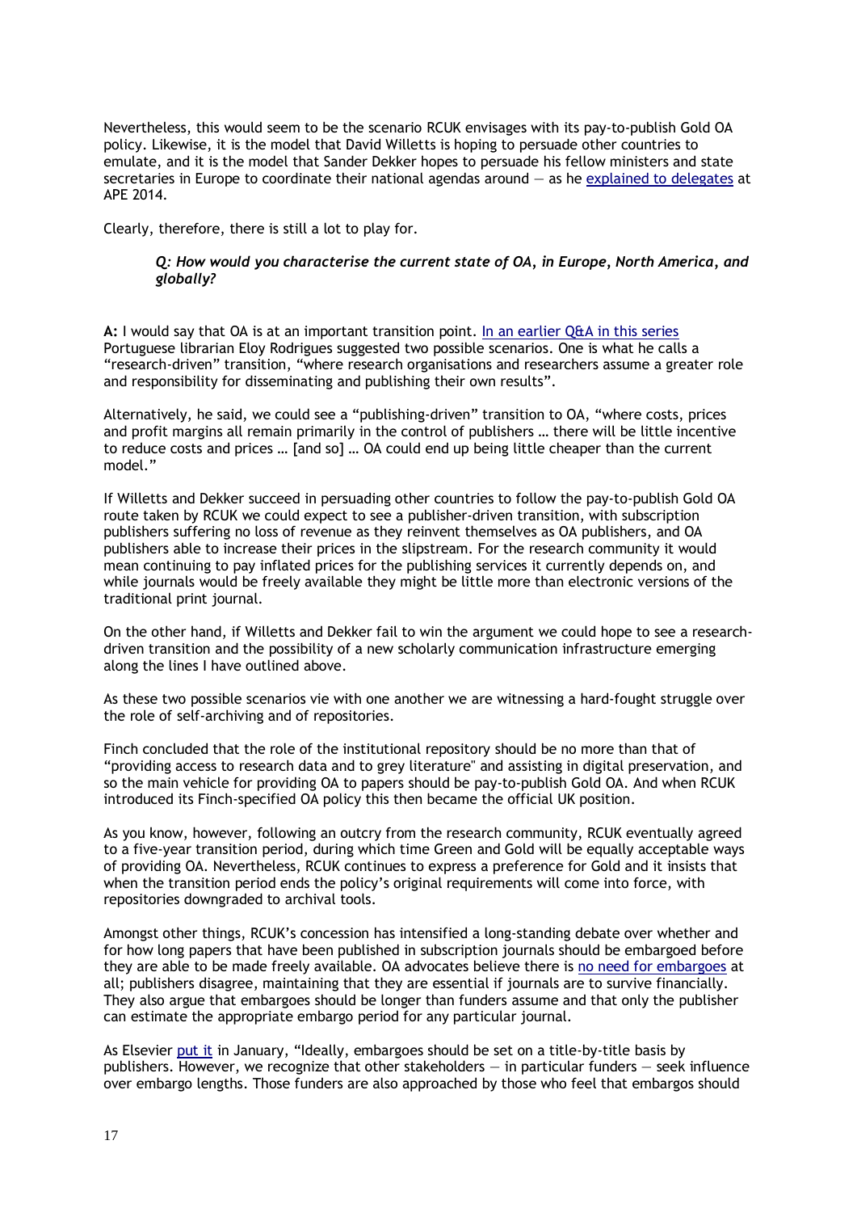Nevertheless, this would seem to be the scenario RCUK envisages with its pay-to-publish Gold OA policy. Likewise, it is the model that David Willetts is hoping to persuade other countries to emulate, and it is the model that Sander Dekker hopes to persuade his fellow ministers and state secretaries in Europe to coordinate their national agendas around — as he explained to delegates at APE 2014.

Clearly, therefore, there is still a lot to play for.

> ***Q: How would you characterise the current state of OA, in Europe, North America, and globally?***

**A:** I would say that OA is at an important transition point. In an earlier Q&A in this series Portuguese librarian Eloy Rodrigues suggested two possible scenarios. One is what he calls a "research-driven" transition, "where research organisations and researchers assume a greater role and responsibility for disseminating and publishing their own results".

Alternatively, he said, we could see a "publishing-driven" transition to OA, "where costs, prices and profit margins all remain primarily in the control of publishers … there will be little incentive to reduce costs and prices … [and so] … OA could end up being little cheaper than the current model."

If Willetts and Dekker succeed in persuading other countries to follow the pay-to-publish Gold OA route taken by RCUK we could expect to see a publisher-driven transition, with subscription publishers suffering no loss of revenue as they reinvent themselves as OA publishers, and OA publishers able to increase their prices in the slipstream. For the research community it would mean continuing to pay inflated prices for the publishing services it currently depends on, and while journals would be freely available they might be little more than electronic versions of the traditional print journal.

On the other hand, if Willetts and Dekker fail to win the argument we could hope to see a research-driven transition and the possibility of a new scholarly communication infrastructure emerging along the lines I have outlined above.

As these two possible scenarios vie with one another we are witnessing a hard-fought struggle over the role of self-archiving and of repositories.

Finch concluded that the role of the institutional repository should be no more than that of "providing access to research data and to grey literature" and assisting in digital preservation, and so the main vehicle for providing OA to papers should be pay-to-publish Gold OA. And when RCUK introduced its Finch-specified OA policy this then became the official UK position.

As you know, however, following an outcry from the research community, RCUK eventually agreed to a five-year transition period, during which time Green and Gold will be equally acceptable ways of providing OA. Nevertheless, RCUK continues to express a preference for Gold and it insists that when the transition period ends the policy's original requirements will come into force, with repositories downgraded to archival tools.

Amongst other things, RCUK's concession has intensified a long-standing debate over whether and for how long papers that have been published in subscription journals should be embargoed before they are able to be made freely available. OA advocates believe there is no need for embargoes at all; publishers disagree, maintaining that they are essential if journals are to survive financially. They also argue that embargoes should be longer than funders assume and that only the publisher can estimate the appropriate embargo period for any particular journal.

As Elsevier put it in January, "Ideally, embargoes should be set on a title-by-title basis by publishers. However, we recognize that other stakeholders — in particular funders — seek influence over embargo lengths. Those funders are also approached by those who feel that embargos should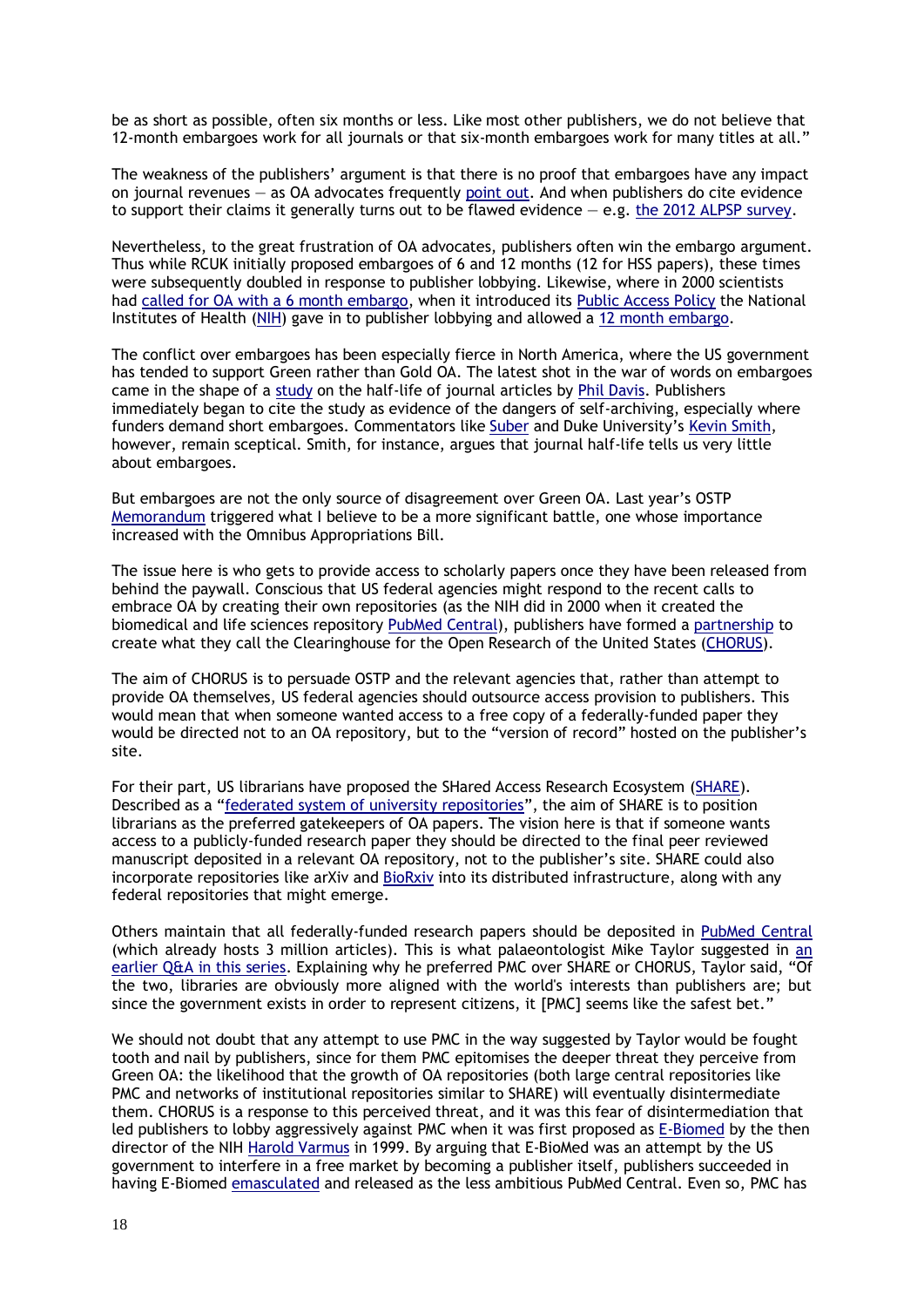be as short as possible, often six months or less. Like most other publishers, we do not believe that 12-month embargoes work for all journals or that six-month embargoes work for many titles at all."

The weakness of the publishers' argument is that there is no proof that embargoes have any impact on journal revenues — as OA advocates frequently point out. And when publishers do cite evidence to support their claims it generally turns out to be flawed evidence — e.g. the 2012 ALPSP survey.

Nevertheless, to the great frustration of OA advocates, publishers often win the embargo argument. Thus while RCUK initially proposed embargoes of 6 and 12 months (12 for HSS papers), these times were subsequently doubled in response to publisher lobbying. Likewise, where in 2000 scientists had called for OA with a 6 month embargo, when it introduced its Public Access Policy the National Institutes of Health (NIH) gave in to publisher lobbying and allowed a 12 month embargo.

The conflict over embargoes has been especially fierce in North America, where the US government has tended to support Green rather than Gold OA. The latest shot in the war of words on embargoes came in the shape of a study on the half-life of journal articles by Phil Davis. Publishers immediately began to cite the study as evidence of the dangers of self-archiving, especially where funders demand short embargoes. Commentators like Suber and Duke University's Kevin Smith, however, remain sceptical. Smith, for instance, argues that journal half-life tells us very little about embargoes.

But embargoes are not the only source of disagreement over Green OA. Last year's OSTP Memorandum triggered what I believe to be a more significant battle, one whose importance increased with the Omnibus Appropriations Bill.

The issue here is who gets to provide access to scholarly papers once they have been released from behind the paywall. Conscious that US federal agencies might respond to the recent calls to embrace OA by creating their own repositories (as the NIH did in 2000 when it created the biomedical and life sciences repository PubMed Central), publishers have formed a partnership to create what they call the Clearinghouse for the Open Research of the United States (CHORUS).

The aim of CHORUS is to persuade OSTP and the relevant agencies that, rather than attempt to provide OA themselves, US federal agencies should outsource access provision to publishers. This would mean that when someone wanted access to a free copy of a federally-funded paper they would be directed not to an OA repository, but to the "version of record" hosted on the publisher's site.

For their part, US librarians have proposed the SHared Access Research Ecosystem (SHARE). Described as a "federated system of university repositories", the aim of SHARE is to position librarians as the preferred gatekeepers of OA papers. The vision here is that if someone wants access to a publicly-funded research paper they should be directed to the final peer reviewed manuscript deposited in a relevant OA repository, not to the publisher's site. SHARE could also incorporate repositories like arXiv and BioRxiv into its distributed infrastructure, along with any federal repositories that might emerge.

Others maintain that all federally-funded research papers should be deposited in PubMed Central (which already hosts 3 million articles). This is what palaeontologist Mike Taylor suggested in an earlier Q&A in this series. Explaining why he preferred PMC over SHARE or CHORUS, Taylor said, "Of the two, libraries are obviously more aligned with the world's interests than publishers are; but since the government exists in order to represent citizens, it [PMC] seems like the safest bet."

We should not doubt that any attempt to use PMC in the way suggested by Taylor would be fought tooth and nail by publishers, since for them PMC epitomises the deeper threat they perceive from Green OA: the likelihood that the growth of OA repositories (both large central repositories like PMC and networks of institutional repositories similar to SHARE) will eventually disintermediate them. CHORUS is a response to this perceived threat, and it was this fear of disintermediation that led publishers to lobby aggressively against PMC when it was first proposed as E-Biomed by the then director of the NIH Harold Varmus in 1999. By arguing that E-BioMed was an attempt by the US government to interfere in a free market by becoming a publisher itself, publishers succeeded in having E-Biomed emasculated and released as the less ambitious PubMed Central. Even so, PMC has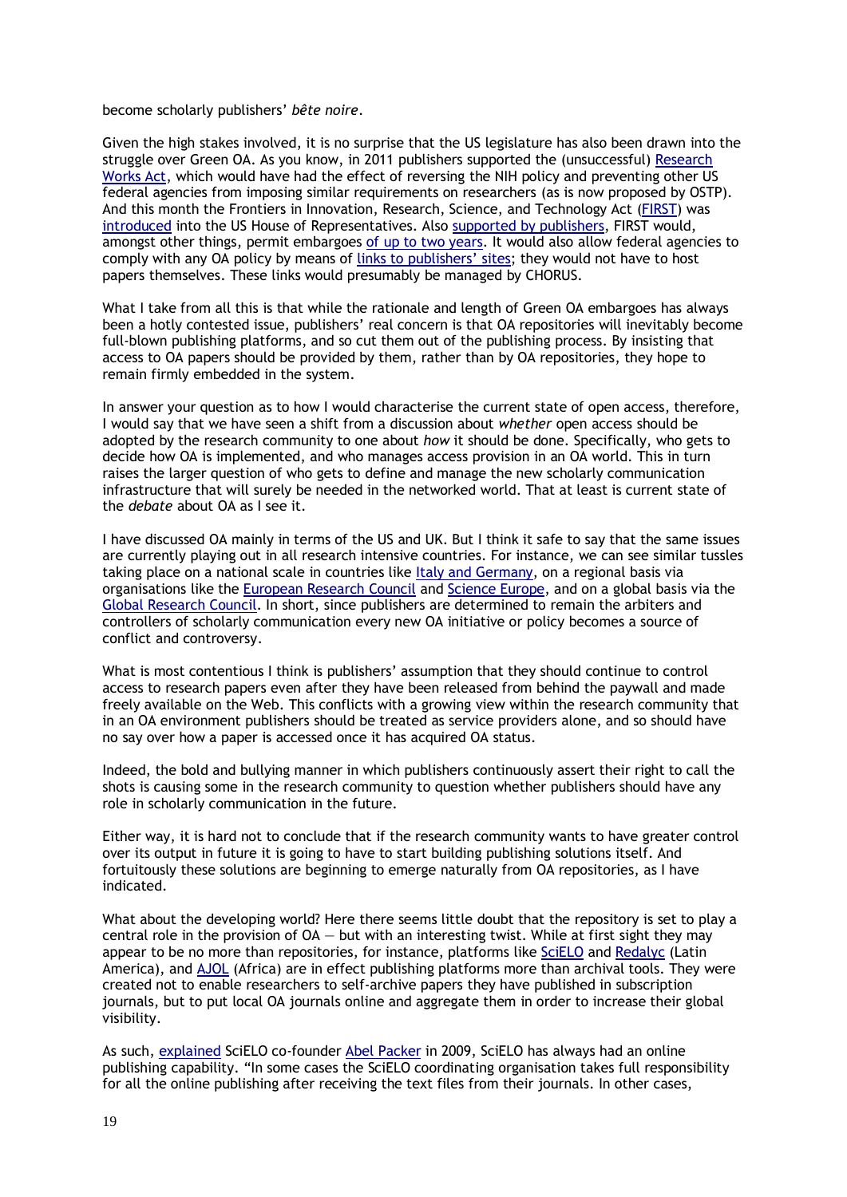become scholarly publishers' *bête noire*.

Given the high stakes involved, it is no surprise that the US legislature has also been drawn into the struggle over Green OA. As you know, in 2011 publishers supported the (unsuccessful) Research Works Act, which would have had the effect of reversing the NIH policy and preventing other US federal agencies from imposing similar requirements on researchers (as is now proposed by OSTP). And this month the Frontiers in Innovation, Research, Science, and Technology Act (FIRST) was introduced into the US House of Representatives. Also supported by publishers, FIRST would, amongst other things, permit embargoes of up to two years. It would also allow federal agencies to comply with any OA policy by means of links to publishers' sites; they would not have to host papers themselves. These links would presumably be managed by CHORUS.

What I take from all this is that while the rationale and length of Green OA embargoes has always been a hotly contested issue, publishers' real concern is that OA repositories will inevitably become full-blown publishing platforms, and so cut them out of the publishing process. By insisting that access to OA papers should be provided by them, rather than by OA repositories, they hope to remain firmly embedded in the system.

In answer your question as to how I would characterise the current state of open access, therefore, I would say that we have seen a shift from a discussion about *whether* open access should be adopted by the research community to one about *how* it should be done. Specifically, who gets to decide how OA is implemented, and who manages access provision in an OA world. This in turn raises the larger question of who gets to define and manage the new scholarly communication infrastructure that will surely be needed in the networked world. That at least is current state of the *debate* about OA as I see it.

I have discussed OA mainly in terms of the US and UK. But I think it safe to say that the same issues are currently playing out in all research intensive countries. For instance, we can see similar tussles taking place on a national scale in countries like Italy and Germany, on a regional basis via organisations like the European Research Council and Science Europe, and on a global basis via the Global Research Council. In short, since publishers are determined to remain the arbiters and controllers of scholarly communication every new OA initiative or policy becomes a source of conflict and controversy.

What is most contentious I think is publishers' assumption that they should continue to control access to research papers even after they have been released from behind the paywall and made freely available on the Web. This conflicts with a growing view within the research community that in an OA environment publishers should be treated as service providers alone, and so should have no say over how a paper is accessed once it has acquired OA status.

Indeed, the bold and bullying manner in which publishers continuously assert their right to call the shots is causing some in the research community to question whether publishers should have any role in scholarly communication in the future.

Either way, it is hard not to conclude that if the research community wants to have greater control over its output in future it is going to have to start building publishing solutions itself. And fortuitously these solutions are beginning to emerge naturally from OA repositories, as I have indicated.

What about the developing world? Here there seems little doubt that the repository is set to play a central role in the provision of OA — but with an interesting twist. While at first sight they may appear to be no more than repositories, for instance, platforms like SciELO and Redalyc (Latin America), and AJOL (Africa) are in effect publishing platforms more than archival tools. They were created not to enable researchers to self-archive papers they have published in subscription journals, but to put local OA journals online and aggregate them in order to increase their global visibility.

As such, explained SciELO co-founder Abel Packer in 2009, SciELO has always had an online publishing capability. "In some cases the SciELO coordinating organisation takes full responsibility for all the online publishing after receiving the text files from their journals. In other cases,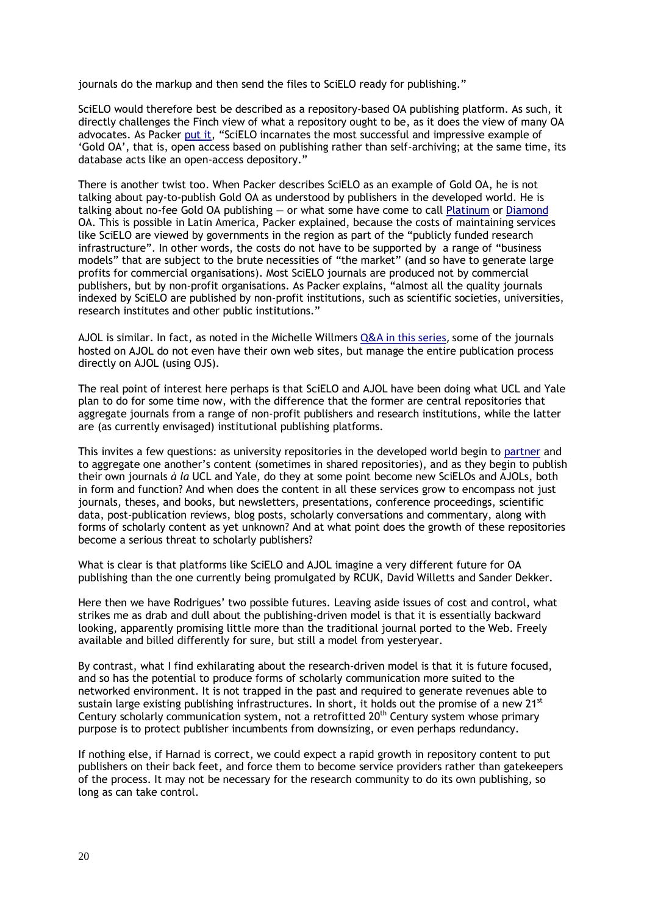journals do the markup and then send the files to SciELO ready for publishing."

SciELO would therefore best be described as a repository-based OA publishing platform. As such, it directly challenges the Finch view of what a repository ought to be, as it does the view of many OA advocates. As Packer put it, "SciELO incarnates the most successful and impressive example of 'Gold OA', that is, open access based on publishing rather than self-archiving; at the same time, its database acts like an open-access depository."

There is another twist too. When Packer describes SciELO as an example of Gold OA, he is not talking about pay-to-publish Gold OA as understood by publishers in the developed world. He is talking about no-fee Gold OA publishing — or what some have come to call Platinum or Diamond OA. This is possible in Latin America, Packer explained, because the costs of maintaining services like SciELO are viewed by governments in the region as part of the "publicly funded research infrastructure". In other words, the costs do not have to be supported by a range of "business models" that are subject to the brute necessities of "the market" (and so have to generate large profits for commercial organisations). Most SciELO journals are produced not by commercial publishers, but by non-profit organisations. As Packer explains, "almost all the quality journals indexed by SciELO are published by non-profit institutions, such as scientific societies, universities, research institutes and other public institutions."

AJOL is similar. In fact, as noted in the Michelle Willmers Q&A in this series, some of the journals hosted on AJOL do not even have their own web sites, but manage the entire publication process directly on AJOL (using OJS).

The real point of interest here perhaps is that SciELO and AJOL have been doing what UCL and Yale plan to do for some time now, with the difference that the former are central repositories that aggregate journals from a range of non-profit publishers and research institutions, while the latter are (as currently envisaged) institutional publishing platforms.

This invites a few questions: as university repositories in the developed world begin to partner and to aggregate one another's content (sometimes in shared repositories), and as they begin to publish their own journals *à la* UCL and Yale, do they at some point become new SciELOs and AJOLs, both in form and function? And when does the content in all these services grow to encompass not just journals, theses, and books, but newsletters, presentations, conference proceedings, scientific data, post-publication reviews, blog posts, scholarly conversations and commentary, along with forms of scholarly content as yet unknown? And at what point does the growth of these repositories become a serious threat to scholarly publishers?

What is clear is that platforms like SciELO and AJOL imagine a very different future for OA publishing than the one currently being promulgated by RCUK, David Willetts and Sander Dekker.

Here then we have Rodrigues' two possible futures. Leaving aside issues of cost and control, what strikes me as drab and dull about the publishing-driven model is that it is essentially backward looking, apparently promising little more than the traditional journal ported to the Web. Freely available and billed differently for sure, but still a model from yesteryear.

By contrast, what I find exhilarating about the research-driven model is that it is future focused, and so has the potential to produce forms of scholarly communication more suited to the networked environment. It is not trapped in the past and required to generate revenues able to sustain large existing publishing infrastructures. In short, it holds out the promise of a new 21st Century scholarly communication system, not a retrofitted 20th Century system whose primary purpose is to protect publisher incumbents from downsizing, or even perhaps redundancy.

If nothing else, if Harnad is correct, we could expect a rapid growth in repository content to put publishers on their back feet, and force them to become service providers rather than gatekeepers of the process. It may not be necessary for the research community to do its own publishing, so long as can take control.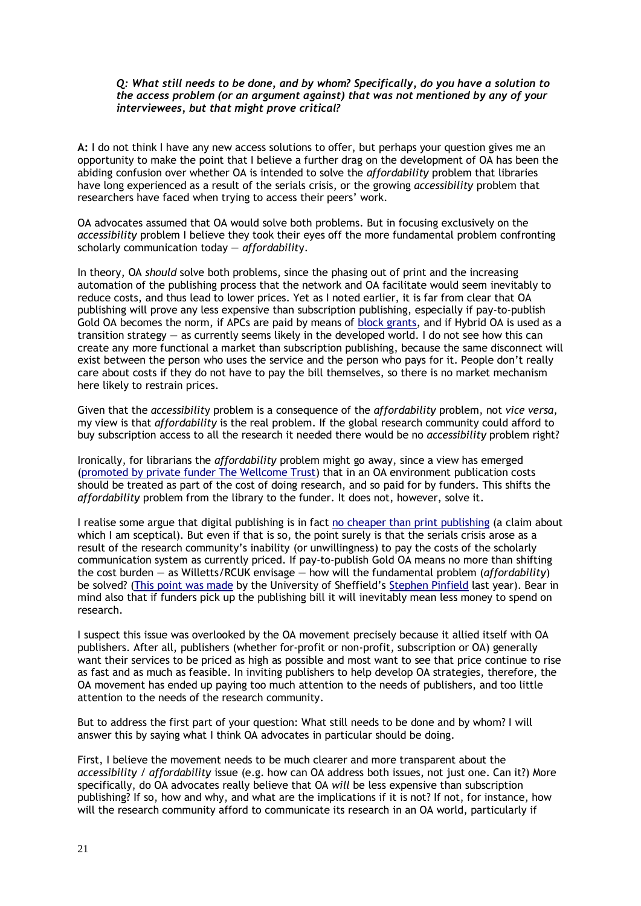***Q: What still needs to be done, and by whom? Specifically, do you have a solution to the access problem (or an argument against) that was not mentioned by any of your interviewees, but that might prove critical?***

**A:** I do not think I have any new access solutions to offer, but perhaps your question gives me an opportunity to make the point that I believe a further drag on the development of OA has been the abiding confusion over whether OA is intended to solve the *affordability* problem that libraries have long experienced as a result of the serials crisis, or the growing *accessibility* problem that researchers have faced when trying to access their peers' work.

OA advocates assumed that OA would solve both problems. But in focusing exclusively on the *accessibility* problem I believe they took their eyes off the more fundamental problem confronting scholarly communication today — *affordability*.

In theory, OA *should* solve both problems, since the phasing out of print and the increasing automation of the publishing process that the network and OA facilitate would seem inevitably to reduce costs, and thus lead to lower prices. Yet as I noted earlier, it is far from clear that OA publishing will prove any less expensive than subscription publishing, especially if pay-to-publish Gold OA becomes the norm, if APCs are paid by means of block grants, and if Hybrid OA is used as a transition strategy — as currently seems likely in the developed world. I do not see how this can create any more functional a market than subscription publishing, because the same disconnect will exist between the person who uses the service and the person who pays for it. People don't really care about costs if they do not have to pay the bill themselves, so there is no market mechanism here likely to restrain prices.

Given that the *accessibility* problem is a consequence of the *affordability* problem, not *vice versa*, my view is that *affordability* is the real problem. If the global research community could afford to buy subscription access to all the research it needed there would be no *accessibility* problem right?

Ironically, for librarians the *affordability* problem might go away, since a view has emerged (promoted by private funder The Wellcome Trust) that in an OA environment publication costs should be treated as part of the cost of doing research, and so paid for by funders. This shifts the *affordability* problem from the library to the funder. It does not, however, solve it.

I realise some argue that digital publishing is in fact no cheaper than print publishing (a claim about which I am sceptical). But even if that is so, the point surely is that the serials crisis arose as a result of the research community's inability (or unwillingness) to pay the costs of the scholarly communication system as currently priced. If pay-to-publish Gold OA means no more than shifting the cost burden — as Willetts/RCUK envisage — how will the fundamental problem (*affordability*) be solved? (This point was made by the University of Sheffield's Stephen Pinfield last year). Bear in mind also that if funders pick up the publishing bill it will inevitably mean less money to spend on research.

I suspect this issue was overlooked by the OA movement precisely because it allied itself with OA publishers. After all, publishers (whether for-profit or non-profit, subscription or OA) generally want their services to be priced as high as possible and most want to see that price continue to rise as fast and as much as feasible. In inviting publishers to help develop OA strategies, therefore, the OA movement has ended up paying too much attention to the needs of publishers, and too little attention to the needs of the research community.

But to address the first part of your question: What still needs to be done and by whom? I will answer this by saying what I think OA advocates in particular should be doing.

First, I believe the movement needs to be much clearer and more transparent about the *accessibility / affordability* issue (e.g. how can OA address both issues, not just one. Can it?) More specifically, do OA advocates really believe that OA *will* be less expensive than subscription publishing? If so, how and why, and what are the implications if it is not? If not, for instance, how will the research community afford to communicate its research in an OA world, particularly if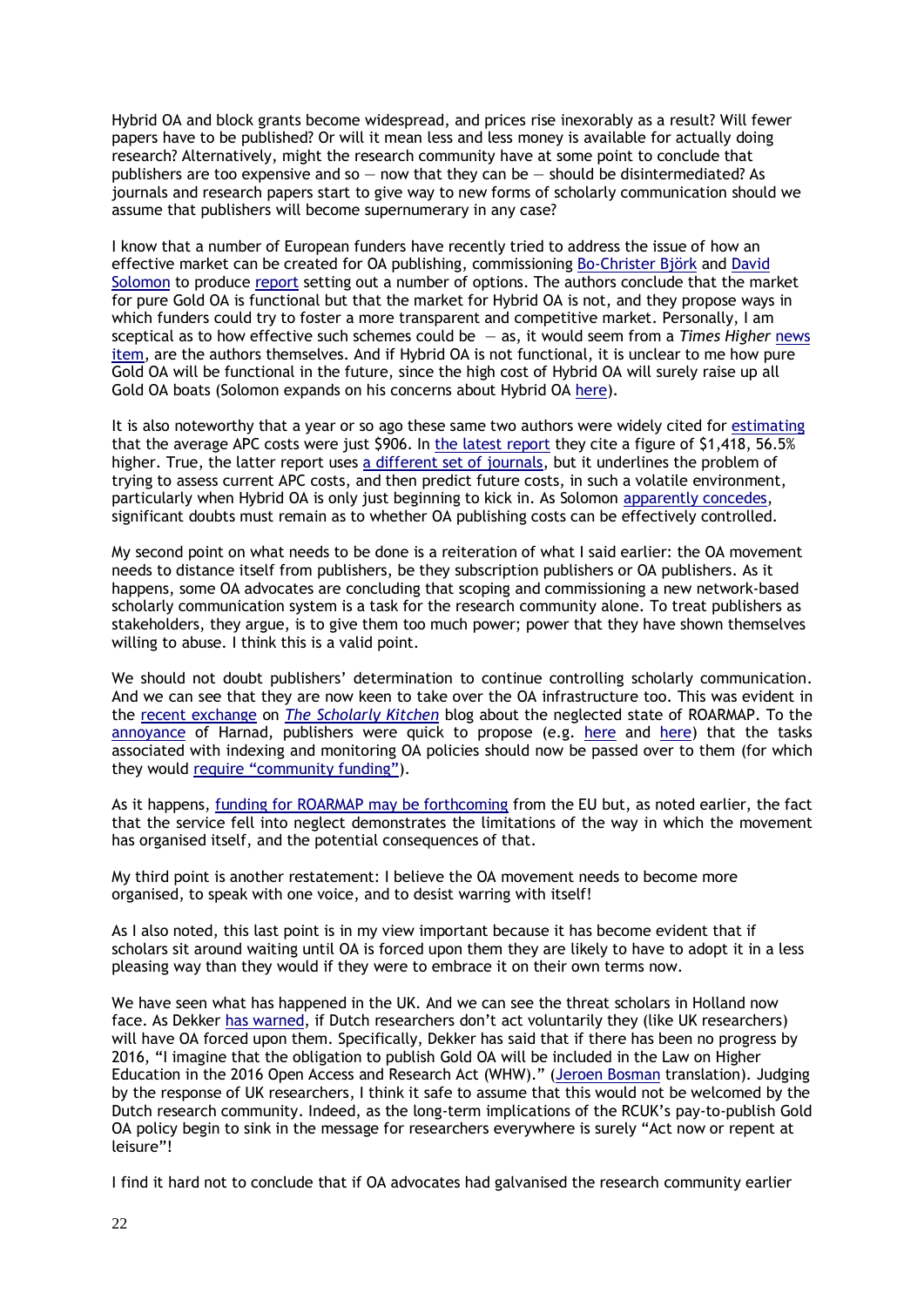Hybrid OA and block grants become widespread, and prices rise inexorably as a result? Will fewer papers have to be published? Or will it mean less and less money is available for actually doing research? Alternatively, might the research community have at some point to conclude that publishers are too expensive and so — now that they can be — should be disintermediated? As journals and research papers start to give way to new forms of scholarly communication should we assume that publishers will become supernumerary in any case?

I know that a number of European funders have recently tried to address the issue of how an effective market can be created for OA publishing, commissioning Bo-Christer Björk and David Solomon to produce report setting out a number of options. The authors conclude that the market for pure Gold OA is functional but that the market for Hybrid OA is not, and they propose ways in which funders could try to foster a more transparent and competitive market. Personally, I am sceptical as to how effective such schemes could be — as, it would seem from a *Times Higher* news item, are the authors themselves. And if Hybrid OA is not functional, it is unclear to me how pure Gold OA will be functional in the future, since the high cost of Hybrid OA will surely raise up all Gold OA boats (Solomon expands on his concerns about Hybrid OA here).

It is also noteworthy that a year or so ago these same two authors were widely cited for estimating that the average APC costs were just $906. In the latest report they cite a figure of $1,418, 56.5% higher. True, the latter report uses a different set of journals, but it underlines the problem of trying to assess current APC costs, and then predict future costs, in such a volatile environment, particularly when Hybrid OA is only just beginning to kick in. As Solomon apparently concedes, significant doubts must remain as to whether OA publishing costs can be effectively controlled.

My second point on what needs to be done is a reiteration of what I said earlier: the OA movement needs to distance itself from publishers, be they subscription publishers or OA publishers. As it happens, some OA advocates are concluding that scoping and commissioning a new network-based scholarly communication system is a task for the research community alone. To treat publishers as stakeholders, they argue, is to give them too much power; power that they have shown themselves willing to abuse. I think this is a valid point.

We should not doubt publishers' determination to continue controlling scholarly communication. And we can see that they are now keen to take over the OA infrastructure too. This was evident in the recent exchange on *The Scholarly Kitchen* blog about the neglected state of ROARMAP. To the annoyance of Harnad, publishers were quick to propose (e.g. here and here) that the tasks associated with indexing and monitoring OA policies should now be passed over to them (for which they would require "community funding").

As it happens, funding for ROARMAP may be forthcoming from the EU but, as noted earlier, the fact that the service fell into neglect demonstrates the limitations of the way in which the movement has organised itself, and the potential consequences of that.

My third point is another restatement: I believe the OA movement needs to become more organised, to speak with one voice, and to desist warring with itself!

As I also noted, this last point is in my view important because it has become evident that if scholars sit around waiting until OA is forced upon them they are likely to have to adopt it in a less pleasing way than they would if they were to embrace it on their own terms now.

We have seen what has happened in the UK. And we can see the threat scholars in Holland now face. As Dekker has warned, if Dutch researchers don't act voluntarily they (like UK researchers) will have OA forced upon them. Specifically, Dekker has said that if there has been no progress by 2016, "I imagine that the obligation to publish Gold OA will be included in the Law on Higher Education in the 2016 Open Access and Research Act (WHW)." (Jeroen Bosman translation). Judging by the response of UK researchers, I think it safe to assume that this would not be welcomed by the Dutch research community. Indeed, as the long-term implications of the RCUK's pay-to-publish Gold OA policy begin to sink in the message for researchers everywhere is surely "Act now or repent at leisure"!

I find it hard not to conclude that if OA advocates had galvanised the research community earlier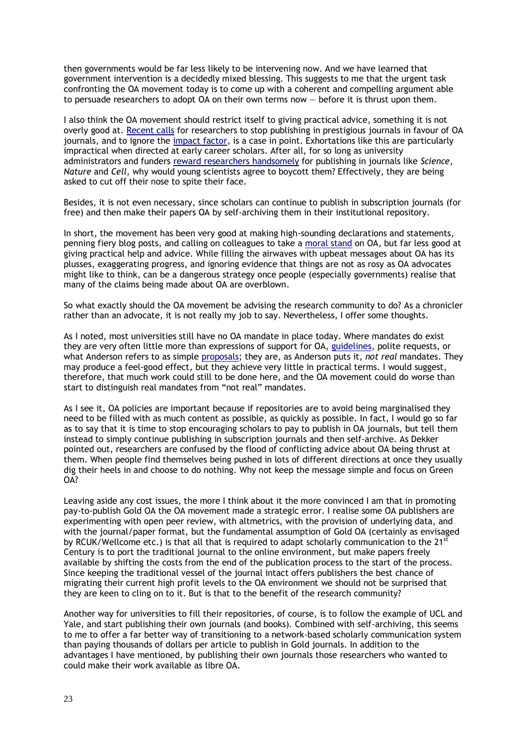then governments would be far less likely to be intervening now. And we have learned that government intervention is a decidedly mixed blessing. This suggests to me that the urgent task confronting the OA movement today is to come up with a coherent and compelling argument able to persuade researchers to adopt OA on their own terms now — before it is thrust upon them.

I also think the OA movement should restrict itself to giving practical advice, something it is not overly good at. Recent calls for researchers to stop publishing in prestigious journals in favour of OA journals, and to ignore the impact factor, is a case in point. Exhortations like this are particularly impractical when directed at early career scholars. After all, for so long as university administrators and funders reward researchers handsomely for publishing in journals like *Science*, *Nature* and *Cell*, why would young scientists agree to boycott them? Effectively, they are being asked to cut off their nose to spite their face.

Besides, it is not even necessary, since scholars can continue to publish in subscription journals (for free) and then make their papers OA by self-archiving them in their institutional repository.

In short, the movement has been very good at making high-sounding declarations and statements, penning fiery blog posts, and calling on colleagues to take a moral stand on OA, but far less good at giving practical help and advice. While filling the airwaves with upbeat messages about OA has its plusses, exaggerating progress, and ignoring evidence that things are not as rosy as OA advocates might like to think, can be a dangerous strategy once people (especially governments) realise that many of the claims being made about OA are overblown.

So what exactly should the OA movement be advising the research community to do? As a chronicler rather than an advocate, it is not really my job to say. Nevertheless, I offer some thoughts.

As I noted, most universities still have no OA mandate in place today. Where mandates do exist they are very often little more than expressions of support for OA, guidelines, polite requests, or what Anderson refers to as simple proposals; they are, as Anderson puts it, *not real* mandates. They may produce a feel-good effect, but they achieve very little in practical terms. I would suggest, therefore, that much work could still to be done here, and the OA movement could do worse than start to distinguish real mandates from "not real" mandates.

As I see it, OA policies are important because if repositories are to avoid being marginalised they need to be filled with as much content as possible, as quickly as possible. In fact, I would go so far as to say that it is time to stop encouraging scholars to pay to publish in OA journals, but tell them instead to simply continue publishing in subscription journals and then self-archive. As Dekker pointed out, researchers are confused by the flood of conflicting advice about OA being thrust at them. When people find themselves being pushed in lots of different directions at once they usually dig their heels in and choose to do nothing. Why not keep the message simple and focus on Green OA?

Leaving aside any cost issues, the more I think about it the more convinced I am that in promoting pay-to-publish Gold OA the OA movement made a strategic error. I realise some OA publishers are experimenting with open peer review, with altmetrics, with the provision of underlying data, and with the journal/paper format, but the fundamental assumption of Gold OA (certainly as envisaged by RCUK/Wellcome etc.) is that all that is required to adapt scholarly communication to the 21st Century is to port the traditional journal to the online environment, but make papers freely available by shifting the costs from the end of the publication process to the start of the process. Since keeping the traditional vessel of the journal intact offers publishers the best chance of migrating their current high profit levels to the OA environment we should not be surprised that they are keen to cling on to it. But is that to the benefit of the research community?

Another way for universities to fill their repositories, of course, is to follow the example of UCL and Yale, and start publishing their own journals (and books). Combined with self-archiving, this seems to me to offer a far better way of transitioning to a network-based scholarly communication system than paying thousands of dollars per article to publish in Gold journals. In addition to the advantages I have mentioned, by publishing their own journals those researchers who wanted to could make their work available as libre OA.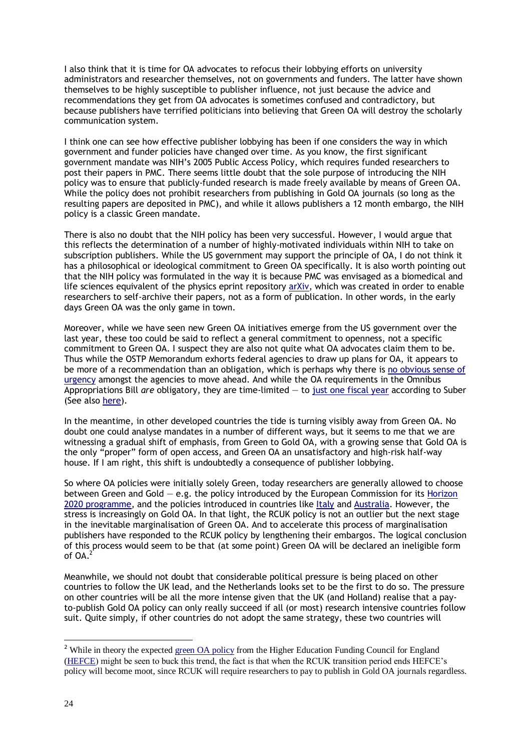I also think that it is time for OA advocates to refocus their lobbying efforts on university administrators and researcher themselves, not on governments and funders. The latter have shown themselves to be highly susceptible to publisher influence, not just because the advice and recommendations they get from OA advocates is sometimes confused and contradictory, but because publishers have terrified politicians into believing that Green OA will destroy the scholarly communication system.

I think one can see how effective publisher lobbying has been if one considers the way in which government and funder policies have changed over time. As you know, the first significant government mandate was NIH's 2005 Public Access Policy, which requires funded researchers to post their papers in PMC. There seems little doubt that the sole purpose of introducing the NIH policy was to ensure that publicly-funded research is made freely available by means of Green OA. While the policy does not prohibit researchers from publishing in Gold OA journals (so long as the resulting papers are deposited in PMC), and while it allows publishers a 12 month embargo, the NIH policy is a classic Green mandate.

There is also no doubt that the NIH policy has been very successful. However, I would argue that this reflects the determination of a number of highly-motivated individuals within NIH to take on subscription publishers. While the US government may support the principle of OA, I do not think it has a philosophical or ideological commitment to Green OA specifically. It is also worth pointing out that the NIH policy was formulated in the way it is because PMC was envisaged as a biomedical and life sciences equivalent of the physics eprint repository arXiv, which was created in order to enable researchers to self-archive their papers, not as a form of publication. In other words, in the early days Green OA was the only game in town.

Moreover, while we have seen new Green OA initiatives emerge from the US government over the last year, these too could be said to reflect a general commitment to openness, not a specific commitment to Green OA. I suspect they are also not quite what OA advocates claim them to be. Thus while the OSTP Memorandum exhorts federal agencies to draw up plans for OA, it appears to be more of a recommendation than an obligation, which is perhaps why there is no obvious sense of urgency amongst the agencies to move ahead. And while the OA requirements in the Omnibus Appropriations Bill *are* obligatory, they are time-limited — to just one fiscal year according to Suber (See also here).

In the meantime, in other developed countries the tide is turning visibly away from Green OA. No doubt one could analyse mandates in a number of different ways, but it seems to me that we are witnessing a gradual shift of emphasis, from Green to Gold OA, with a growing sense that Gold OA is the only "proper" form of open access, and Green OA an unsatisfactory and high-risk half-way house. If I am right, this shift is undoubtedly a consequence of publisher lobbying.

So where OA policies were initially solely Green, today researchers are generally allowed to choose between Green and Gold — e.g. the policy introduced by the European Commission for its Horizon 2020 programme, and the policies introduced in countries like Italy and Australia. However, the stress is increasingly on Gold OA. In that light, the RCUK policy is not an outlier but the next stage in the inevitable marginalisation of Green OA. And to accelerate this process of marginalisation publishers have responded to the RCUK policy by lengthening their embargos. The logical conclusion of this process would seem to be that (at some point) Green OA will be declared an ineligible form of OA.[2]

Meanwhile, we should not doubt that considerable political pressure is being placed on other countries to follow the UK lead, and the Netherlands looks set to be the first to do so. The pressure on other countries will be all the more intense given that the UK (and Holland) realise that a pay-to-publish Gold OA policy can only really succeed if all (or most) research intensive countries follow suit. Quite simply, if other countries do not adopt the same strategy, these two countries will

---

[2] While in theory the expected green OA policy from the Higher Education Funding Council for England (HEFCE) might be seen to buck this trend, the fact is that when the RCUK transition period ends HEFCE's policy will become moot, since RCUK will require researchers to pay to publish in Gold OA journals regardless.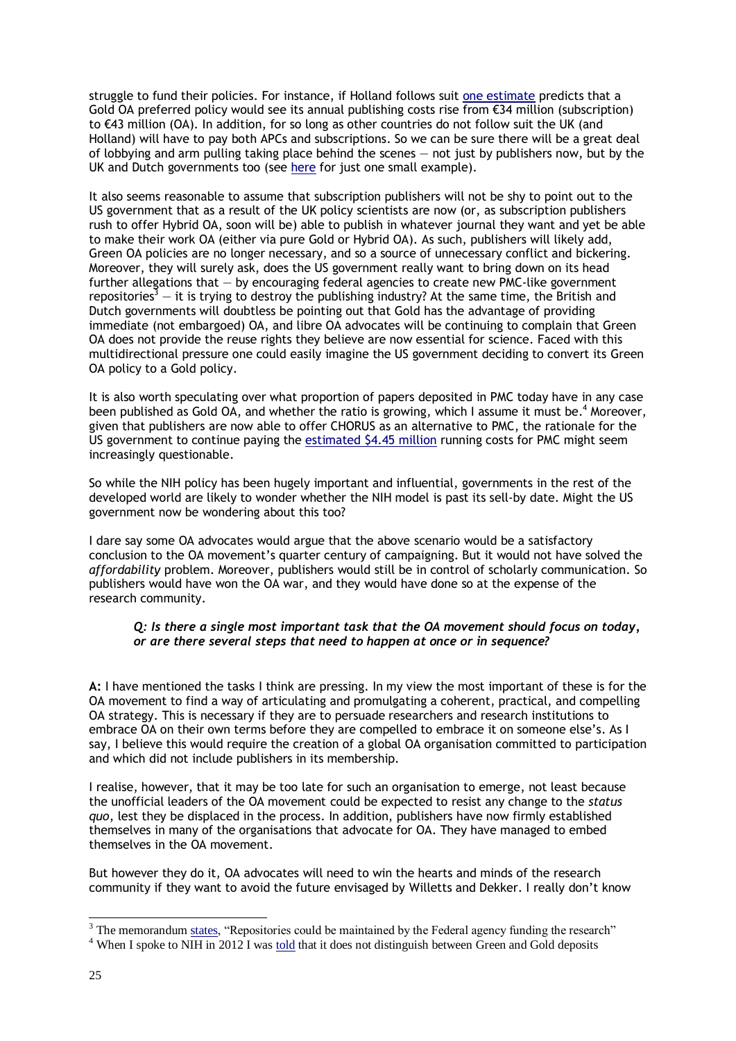struggle to fund their policies. For instance, if Holland follows suit one estimate predicts that a Gold OA preferred policy would see its annual publishing costs rise from €34 million (subscription) to €43 million (OA). In addition, for so long as other countries do not follow suit the UK (and Holland) will have to pay both APCs and subscriptions. So we can be sure there will be a great deal of lobbying and arm pulling taking place behind the scenes — not just by publishers now, but by the UK and Dutch governments too (see here for just one small example).

It also seems reasonable to assume that subscription publishers will not be shy to point out to the US government that as a result of the UK policy scientists are now (or, as subscription publishers rush to offer Hybrid OA, soon will be) able to publish in whatever journal they want and yet be able to make their work OA (either via pure Gold or Hybrid OA). As such, publishers will likely add, Green OA policies are no longer necessary, and so a source of unnecessary conflict and bickering. Moreover, they will surely ask, does the US government really want to bring down on its head further allegations that — by encouraging federal agencies to create new PMC-like government repositories[3] — it is trying to destroy the publishing industry? At the same time, the British and Dutch governments will doubtless be pointing out that Gold has the advantage of providing immediate (not embargoed) OA, and libre OA advocates will be continuing to complain that Green OA does not provide the reuse rights they believe are now essential for science. Faced with this multidirectional pressure one could easily imagine the US government deciding to convert its Green OA policy to a Gold policy.

It is also worth speculating over what proportion of papers deposited in PMC today have in any case been published as Gold OA, and whether the ratio is growing, which I assume it must be.[4] Moreover, given that publishers are now able to offer CHORUS as an alternative to PMC, the rationale for the US government to continue paying the estimated $4.45 million running costs for PMC might seem increasingly questionable.

So while the NIH policy has been hugely important and influential, governments in the rest of the developed world are likely to wonder whether the NIH model is past its sell-by date. Might the US government now be wondering about this too?

I dare say some OA advocates would argue that the above scenario would be a satisfactory conclusion to the OA movement's quarter century of campaigning. But it would not have solved the *affordability* problem. Moreover, publishers would still be in control of scholarly communication. So publishers would have won the OA war, and they would have done so at the expense of the research community.

> ***Q: Is there a single most important task that the OA movement should focus on today, or are there several steps that need to happen at once or in sequence?***

**A:** I have mentioned the tasks I think are pressing. In my view the most important of these is for the OA movement to find a way of articulating and promulgating a coherent, practical, and compelling OA strategy. This is necessary if they are to persuade researchers and research institutions to embrace OA on their own terms before they are compelled to embrace it on someone else's. As I say, I believe this would require the creation of a global OA organisation committed to participation and which did not include publishers in its membership.

I realise, however, that it may be too late for such an organisation to emerge, not least because the unofficial leaders of the OA movement could be expected to resist any change to the *status quo*, lest they be displaced in the process. In addition, publishers have now firmly established themselves in many of the organisations that advocate for OA. They have managed to embed themselves in the OA movement.

But however they do it, OA advocates will need to win the hearts and minds of the research community if they want to avoid the future envisaged by Willetts and Dekker. I really don't know

---

[3] The memorandum states, "Repositories could be maintained by the Federal agency funding the research"

[4] When I spoke to NIH in 2012 I was told that it does not distinguish between Green and Gold deposits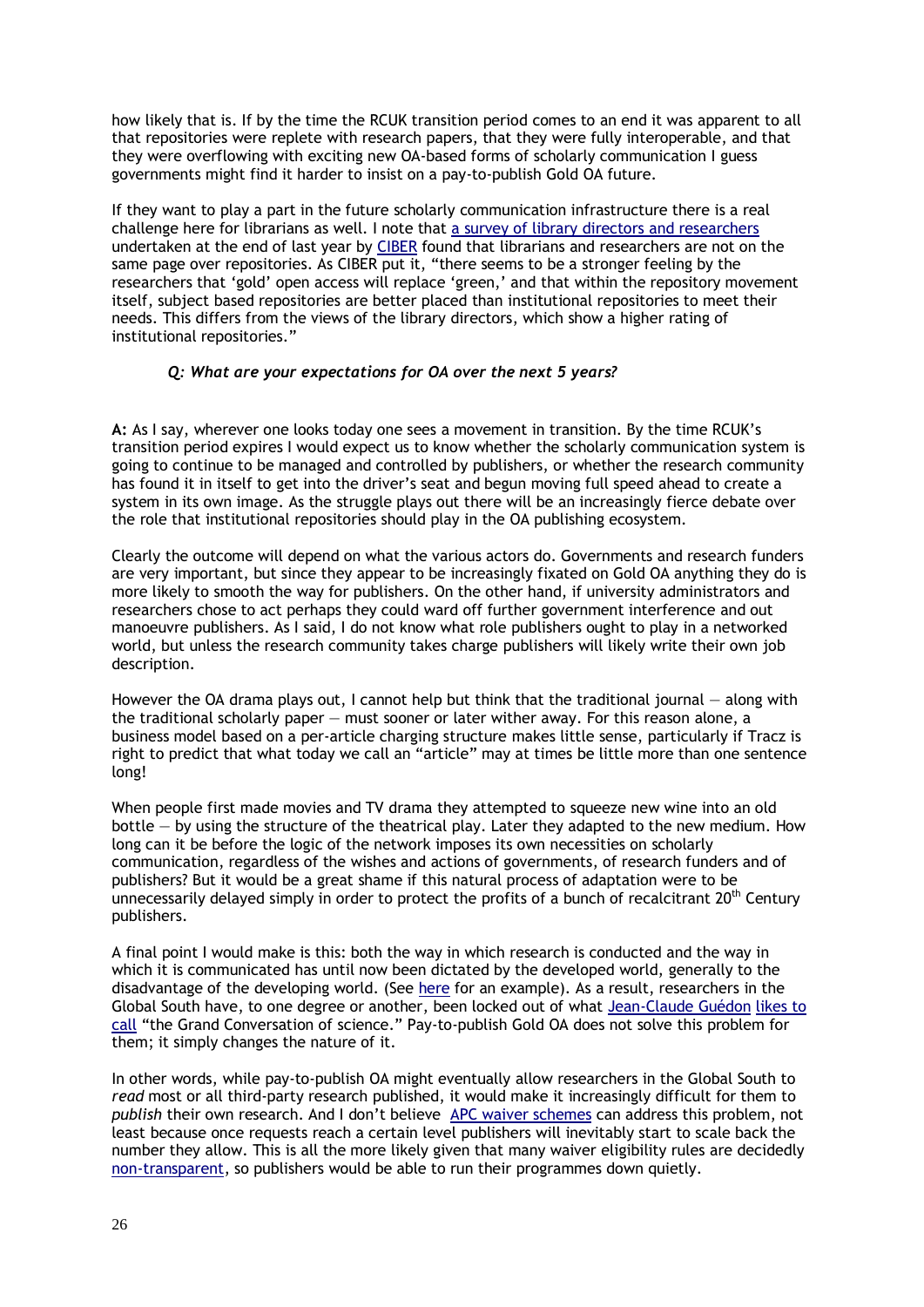how likely that is. If by the time the RCUK transition period comes to an end it was apparent to all that repositories were replete with research papers, that they were fully interoperable, and that they were overflowing with exciting new OA-based forms of scholarly communication I guess governments might find it harder to insist on a pay-to-publish Gold OA future.

If they want to play a part in the future scholarly communication infrastructure there is a real challenge here for librarians as well. I note that a survey of library directors and researchers undertaken at the end of last year by CIBER found that librarians and researchers are not on the same page over repositories. As CIBER put it, "there seems to be a stronger feeling by the researchers that 'gold' open access will replace 'green,' and that within the repository movement itself, subject based repositories are better placed than institutional repositories to meet their needs. This differs from the views of the library directors, which show a higher rating of institutional repositories."

***Q: What are your expectations for OA over the next 5 years?***

**A:** As I say, wherever one looks today one sees a movement in transition. By the time RCUK's transition period expires I would expect us to know whether the scholarly communication system is going to continue to be managed and controlled by publishers, or whether the research community has found it in itself to get into the driver's seat and begun moving full speed ahead to create a system in its own image. As the struggle plays out there will be an increasingly fierce debate over the role that institutional repositories should play in the OA publishing ecosystem.

Clearly the outcome will depend on what the various actors do. Governments and research funders are very important, but since they appear to be increasingly fixated on Gold OA anything they do is more likely to smooth the way for publishers. On the other hand, if university administrators and researchers chose to act perhaps they could ward off further government interference and out manoeuvre publishers. As I said, I do not know what role publishers ought to play in a networked world, but unless the research community takes charge publishers will likely write their own job description.

However the OA drama plays out, I cannot help but think that the traditional journal — along with the traditional scholarly paper — must sooner or later wither away. For this reason alone, a business model based on a per-article charging structure makes little sense, particularly if Tracz is right to predict that what today we call an "article" may at times be little more than one sentence long!

When people first made movies and TV drama they attempted to squeeze new wine into an old bottle — by using the structure of the theatrical play. Later they adapted to the new medium. How long can it be before the logic of the network imposes its own necessities on scholarly communication, regardless of the wishes and actions of governments, of research funders and of publishers? But it would be a great shame if this natural process of adaptation were to be unnecessarily delayed simply in order to protect the profits of a bunch of recalcitrant 20th Century publishers.

A final point I would make is this: both the way in which research is conducted and the way in which it is communicated has until now been dictated by the developed world, generally to the disadvantage of the developing world. (See here for an example). As a result, researchers in the Global South have, to one degree or another, been locked out of what Jean-Claude Guédon likes to call "the Grand Conversation of science." Pay-to-publish Gold OA does not solve this problem for them; it simply changes the nature of it.

In other words, while pay-to-publish OA might eventually allow researchers in the Global South to *read* most or all third-party research published, it would make it increasingly difficult for them to *publish* their own research. And I don't believe APC waiver schemes can address this problem, not least because once requests reach a certain level publishers will inevitably start to scale back the number they allow. This is all the more likely given that many waiver eligibility rules are decidedly non-transparent, so publishers would be able to run their programmes down quietly.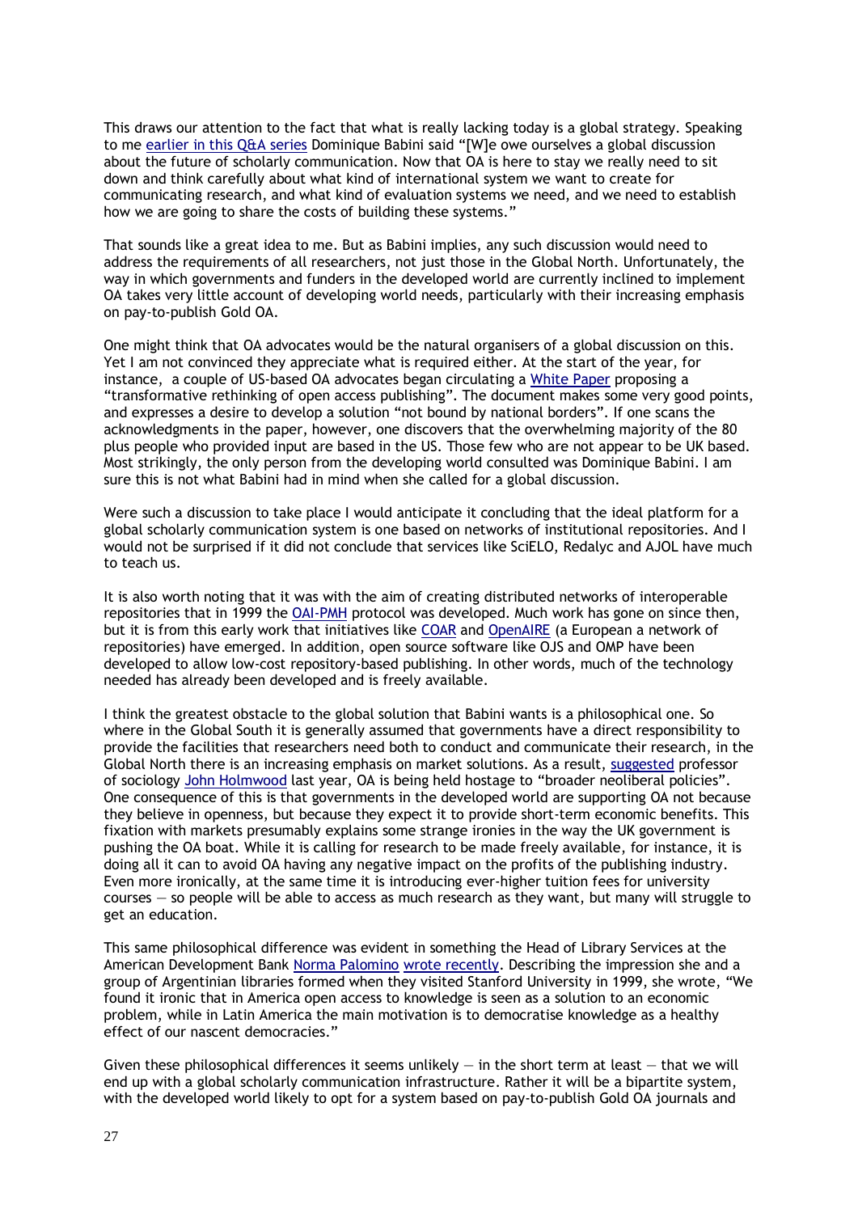This draws our attention to the fact that what is really lacking today is a global strategy. Speaking to me earlier in this Q&A series Dominique Babini said "[W]e owe ourselves a global discussion about the future of scholarly communication. Now that OA is here to stay we really need to sit down and think carefully about what kind of international system we want to create for communicating research, and what kind of evaluation systems we need, and we need to establish how we are going to share the costs of building these systems."

That sounds like a great idea to me. But as Babini implies, any such discussion would need to address the requirements of all researchers, not just those in the Global North. Unfortunately, the way in which governments and funders in the developed world are currently inclined to implement OA takes very little account of developing world needs, particularly with their increasing emphasis on pay-to-publish Gold OA.

One might think that OA advocates would be the natural organisers of a global discussion on this. Yet I am not convinced they appreciate what is required either. At the start of the year, for instance, a couple of US-based OA advocates began circulating a White Paper proposing a "transformative rethinking of open access publishing". The document makes some very good points, and expresses a desire to develop a solution "not bound by national borders". If one scans the acknowledgments in the paper, however, one discovers that the overwhelming majority of the 80 plus people who provided input are based in the US. Those few who are not appear to be UK based. Most strikingly, the only person from the developing world consulted was Dominique Babini. I am sure this is not what Babini had in mind when she called for a global discussion.

Were such a discussion to take place I would anticipate it concluding that the ideal platform for a global scholarly communication system is one based on networks of institutional repositories. And I would not be surprised if it did not conclude that services like SciELO, Redalyc and AJOL have much to teach us.

It is also worth noting that it was with the aim of creating distributed networks of interoperable repositories that in 1999 the OAI-PMH protocol was developed. Much work has gone on since then, but it is from this early work that initiatives like COAR and OpenAIRE (a European a network of repositories) have emerged. In addition, open source software like OJS and OMP have been developed to allow low-cost repository-based publishing. In other words, much of the technology needed has already been developed and is freely available.

I think the greatest obstacle to the global solution that Babini wants is a philosophical one. So where in the Global South it is generally assumed that governments have a direct responsibility to provide the facilities that researchers need both to conduct and communicate their research, in the Global North there is an increasing emphasis on market solutions. As a result, suggested professor of sociology John Holmwood last year, OA is being held hostage to "broader neoliberal policies". One consequence of this is that governments in the developed world are supporting OA not because they believe in openness, but because they expect it to provide short-term economic benefits. This fixation with markets presumably explains some strange ironies in the way the UK government is pushing the OA boat. While it is calling for research to be made freely available, for instance, it is doing all it can to avoid OA having any negative impact on the profits of the publishing industry. Even more ironically, at the same time it is introducing ever-higher tuition fees for university courses — so people will be able to access as much research as they want, but many will struggle to get an education.

This same philosophical difference was evident in something the Head of Library Services at the American Development Bank Norma Palomino wrote recently. Describing the impression she and a group of Argentinian libraries formed when they visited Stanford University in 1999, she wrote, "We found it ironic that in America open access to knowledge is seen as a solution to an economic problem, while in Latin America the main motivation is to democratise knowledge as a healthy effect of our nascent democracies."

Given these philosophical differences it seems unlikely — in the short term at least — that we will end up with a global scholarly communication infrastructure. Rather it will be a bipartite system, with the developed world likely to opt for a system based on pay-to-publish Gold OA journals and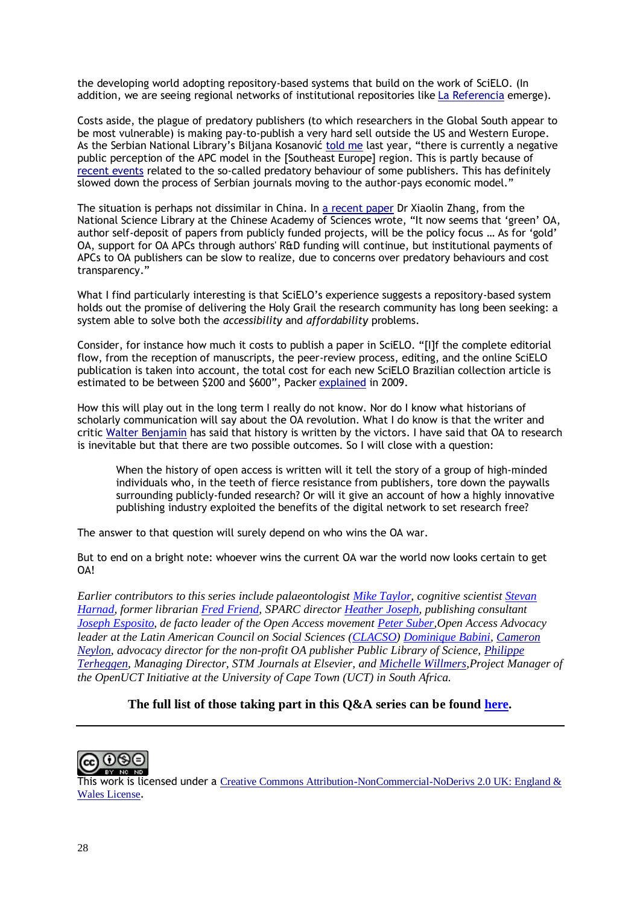the developing world adopting repository-based systems that build on the work of SciELO. (In addition, we are seeing regional networks of institutional repositories like La Referencia emerge).

Costs aside, the plague of predatory publishers (to which researchers in the Global South appear to be most vulnerable) is making pay-to-publish a very hard sell outside the US and Western Europe. As the Serbian National Library's Biljana Kosanović told me last year, "there is currently a negative public perception of the APC model in the [Southeast Europe] region. This is partly because of recent events related to the so-called predatory behaviour of some publishers. This has definitely slowed down the process of Serbian journals moving to the author-pays economic model."

The situation is perhaps not dissimilar in China. In a recent paper Dr Xiaolin Zhang, from the National Science Library at the Chinese Academy of Sciences wrote, "It now seems that 'green' OA, author self-deposit of papers from publicly funded projects, will be the policy focus … As for 'gold' OA, support for OA APCs through authors' R&D funding will continue, but institutional payments of APCs to OA publishers can be slow to realize, due to concerns over predatory behaviours and cost transparency."

What I find particularly interesting is that SciELO's experience suggests a repository-based system holds out the promise of delivering the Holy Grail the research community has long been seeking: a system able to solve both the *accessibility* and *affordability* problems.

Consider, for instance how much it costs to publish a paper in SciELO. "[I]f the complete editorial flow, from the reception of manuscripts, the peer-review process, editing, and the online SciELO publication is taken into account, the total cost for each new SciELO Brazilian collection article is estimated to be between $200 and $600", Packer explained in 2009.

How this will play out in the long term I really do not know. Nor do I know what historians of scholarly communication will say about the OA revolution. What I do know is that the writer and critic Walter Benjamin has said that history is written by the victors. I have said that OA to research is inevitable but that there are two possible outcomes. So I will close with a question:

> When the history of open access is written will it tell the story of a group of high-minded individuals who, in the teeth of fierce resistance from publishers, tore down the paywalls surrounding publicly-funded research? Or will it give an account of how a highly innovative publishing industry exploited the benefits of the digital network to set research free?

The answer to that question will surely depend on who wins the OA war.

But to end on a bright note: whoever wins the current OA war the world now looks certain to get OA!

*Earlier contributors to this series include palaeontologist Mike Taylor, cognitive scientist Stevan Harnad, former librarian Fred Friend, SPARC director Heather Joseph, publishing consultant Joseph Esposito, de facto leader of the Open Access movement Peter Suber,Open Access Advocacy leader at the Latin American Council on Social Sciences (CLACSO) Dominique Babini, Cameron Neylon, advocacy director for the non-profit OA publisher Public Library of Science, Philippe Terheggen, Managing Director, STM Journals at Elsevier, and Michelle Willmers,Project Manager of the OpenUCT Initiative at the University of Cape Town (UCT) in South Africa.*

**The full list of those taking part in this Q&A series can be found here.**

---

This work is licensed under a Creative Commons Attribution-NonCommercial-NoDerivs 2.0 UK: England & Wales License.